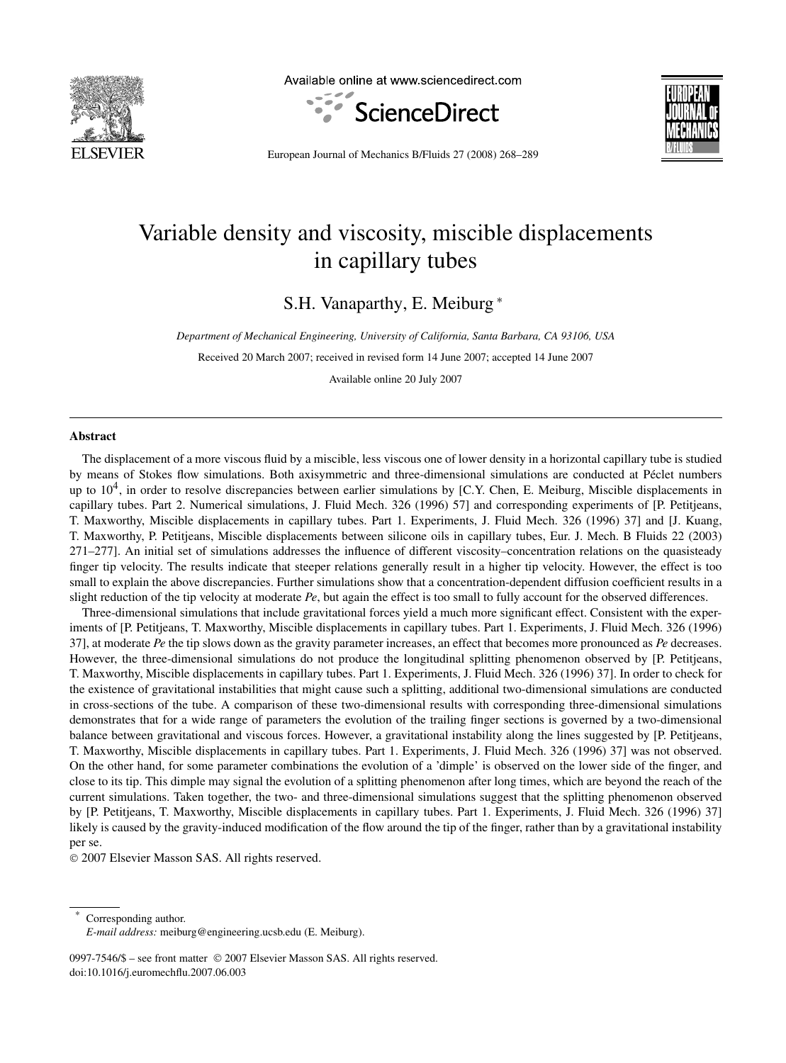# Variable density and viscosity, miscible displacements in capillary tubes

S.H. Vanaparthy, E. Meiburg *

*Department of Mechanical Engineering, University of California, Santa Barbara, CA 93106, USA*

Received 20 March 2007; received in revised form 14 June 2007; accepted 14 June 2007

Available online 20 July 2007

## Abstract

The displacement of a more viscous fluid by a miscible, less viscous one of lower density in a horizontal capillary tube is studied by means of Stokes flow simulations. Both axisymmetric and three-dimensional simulations are conducted at Péclet numbers up to $10^4$, in order to resolve discrepancies between earlier simulations by [C.Y. Chen, E. Meiburg, Miscible displacements in capillary tubes. Part 2. Numerical simulations, J. Fluid Mech. 326 (1996) 57] and corresponding experiments of [P. Petitjeans, T. Maxworthy, Miscible displacements in capillary tubes. Part 1. Experiments, J. Fluid Mech. 326 (1996) 37] and [J. Kuang, T. Maxworthy, P. Petitjeans, Miscible displacements between silicone oils in capillary tubes, Eur. J. Mech. B Fluids 22 (2003) 271–277]. An initial set of simulations addresses the influence of different viscosity–concentration relations on the quasisteady finger tip velocity. The results indicate that steeper relations generally result in a higher tip velocity. However, the effect is too small to explain the above discrepancies. Further simulations show that a concentration-dependent diffusion coefficient results in a slight reduction of the tip velocity at moderate *Pe*, but again the effect is too small to fully account for the observed differences.

Three-dimensional simulations that include gravitational forces yield a much more significant effect. Consistent with the experiments of [P. Petitjeans, T. Maxworthy, Miscible displacements in capillary tubes. Part 1. Experiments, J. Fluid Mech. 326 (1996) 37], at moderate *Pe* the tip slows down as the gravity parameter increases, an effect that becomes more pronounced as *Pe* decreases. However, the three-dimensional simulations do not produce the longitudinal splitting phenomenon observed by [P. Petitjeans, T. Maxworthy, Miscible displacements in capillary tubes. Part 1. Experiments, J. Fluid Mech. 326 (1996) 37]. In order to check for the existence of gravitational instabilities that might cause such a splitting, additional two-dimensional simulations are conducted in cross-sections of the tube. A comparison of these two-dimensional results with corresponding three-dimensional simulations demonstrates that for a wide range of parameters the evolution of the trailing finger sections is governed by a two-dimensional balance between gravitational and viscous forces. However, a gravitational instability along the lines suggested by [P. Petitjeans, T. Maxworthy, Miscible displacements in capillary tubes. Part 1. Experiments, J. Fluid Mech. 326 (1996) 37] was not observed. On the other hand, for some parameter combinations the evolution of a 'dimple' is observed on the lower side of the finger, and close to its tip. This dimple may signal the evolution of a splitting phenomenon after long times, which are beyond the reach of the current simulations. Taken together, the two- and three-dimensional simulations suggest that the splitting phenomenon observed by [P. Petitjeans, T. Maxworthy, Miscible displacements in capillary tubes. Part 1. Experiments, J. Fluid Mech. 326 (1996) 37] likely is caused by the gravity-induced modification of the flow around the tip of the finger, rather than by a gravitational instability per se.

© 2007 Elsevier Masson SAS. All rights reserved.

* Corresponding author.
*E-mail address:* meiburg@engineering.ucsb.edu (E. Meiburg).

0997-7546/$ – see front matter © 2007 Elsevier Masson SAS. All rights reserved.
doi:10.1016/j.euromechflu.2007.06.003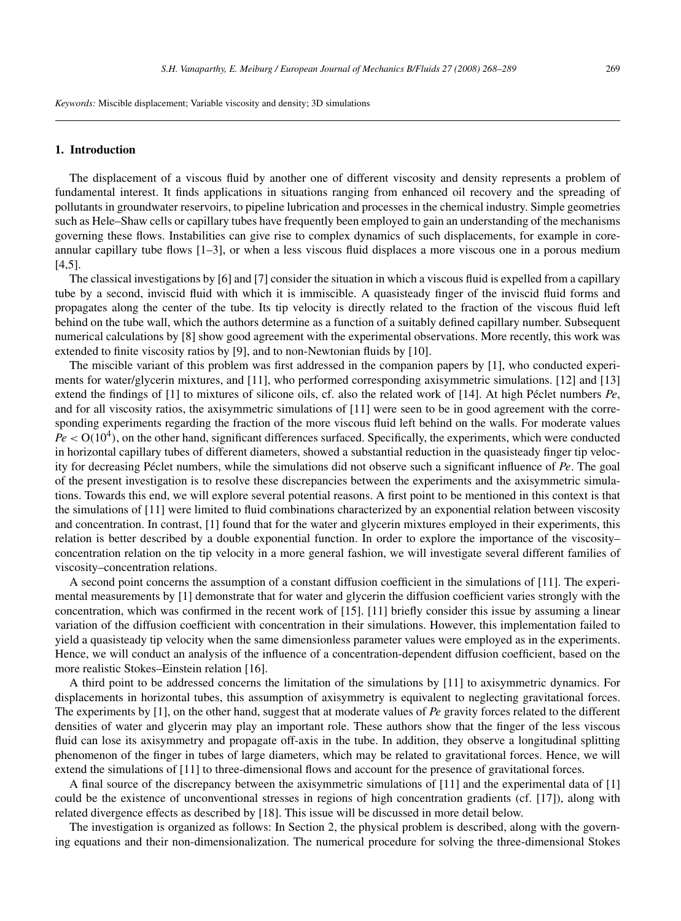*Keywords:* Miscible displacement; Variable viscosity and density; 3D simulations

## 1. Introduction

The displacement of a viscous fluid by another one of different viscosity and density represents a problem of fundamental interest. It finds applications in situations ranging from enhanced oil recovery and the spreading of pollutants in groundwater reservoirs, to pipeline lubrication and processes in the chemical industry. Simple geometries such as Hele–Shaw cells or capillary tubes have frequently been employed to gain an understanding of the mechanisms governing these flows. Instabilities can give rise to complex dynamics of such displacements, for example in core-annular capillary tube flows [1–3], or when a less viscous fluid displaces a more viscous one in a porous medium [4,5].

The classical investigations by [6] and [7] consider the situation in which a viscous fluid is expelled from a capillary tube by a second, inviscid fluid with which it is immiscible. A quasisteady finger of the inviscid fluid forms and propagates along the center of the tube. Its tip velocity is directly related to the fraction of the viscous fluid left behind on the tube wall, which the authors determine as a function of a suitably defined capillary number. Subsequent numerical calculations by [8] show good agreement with the experimental observations. More recently, this work was extended to finite viscosity ratios by [9], and to non-Newtonian fluids by [10].

The miscible variant of this problem was first addressed in the companion papers by [1], who conducted experiments for water/glycerin mixtures, and [11], who performed corresponding axisymmetric simulations. [12] and [13] extend the findings of [1] to mixtures of silicone oils, cf. also the related work of [14]. At high Péclet numbers *Pe*, and for all viscosity ratios, the axisymmetric simulations of [11] were seen to be in good agreement with the corresponding experiments regarding the fraction of the more viscous fluid left behind on the walls. For moderate values $Pe < O(10^4)$, on the other hand, significant differences surfaced. Specifically, the experiments, which were conducted in horizontal capillary tubes of different diameters, showed a substantial reduction in the quasisteady finger tip velocity for decreasing Péclet numbers, while the simulations did not observe such a significant influence of *Pe*. The goal of the present investigation is to resolve these discrepancies between the experiments and the axisymmetric simulations. Towards this end, we will explore several potential reasons. A first point to be mentioned in this context is that the simulations of [11] were limited to fluid combinations characterized by an exponential relation between viscosity and concentration. In contrast, [1] found that for the water and glycerin mixtures employed in their experiments, this relation is better described by a double exponential function. In order to explore the importance of the viscosity–concentration relation on the tip velocity in a more general fashion, we will investigate several different families of viscosity–concentration relations.

A second point concerns the assumption of a constant diffusion coefficient in the simulations of [11]. The experimental measurements by [1] demonstrate that for water and glycerin the diffusion coefficient varies strongly with the concentration, which was confirmed in the recent work of [15]. [11] briefly consider this issue by assuming a linear variation of the diffusion coefficient with concentration in their simulations. However, this implementation failed to yield a quasisteady tip velocity when the same dimensionless parameter values were employed as in the experiments. Hence, we will conduct an analysis of the influence of a concentration-dependent diffusion coefficient, based on the more realistic Stokes–Einstein relation [16].

A third point to be addressed concerns the limitation of the simulations by [11] to axisymmetric dynamics. For displacements in horizontal tubes, this assumption of axisymmetry is equivalent to neglecting gravitational forces. The experiments by [1], on the other hand, suggest that at moderate values of *Pe* gravity forces related to the different densities of water and glycerin may play an important role. These authors show that the finger of the less viscous fluid can lose its axisymmetry and propagate off-axis in the tube. In addition, they observe a longitudinal splitting phenomenon of the finger in tubes of large diameters, which may be related to gravitational forces. Hence, we will extend the simulations of [11] to three-dimensional flows and account for the presence of gravitational forces.

A final source of the discrepancy between the axisymmetric simulations of [11] and the experimental data of [1] could be the existence of unconventional stresses in regions of high concentration gradients (cf. [17]), along with related divergence effects as described by [18]. This issue will be discussed in more detail below.

The investigation is organized as follows: In Section 2, the physical problem is described, along with the governing equations and their non-dimensionalization. The numerical procedure for solving the three-dimensional Stokes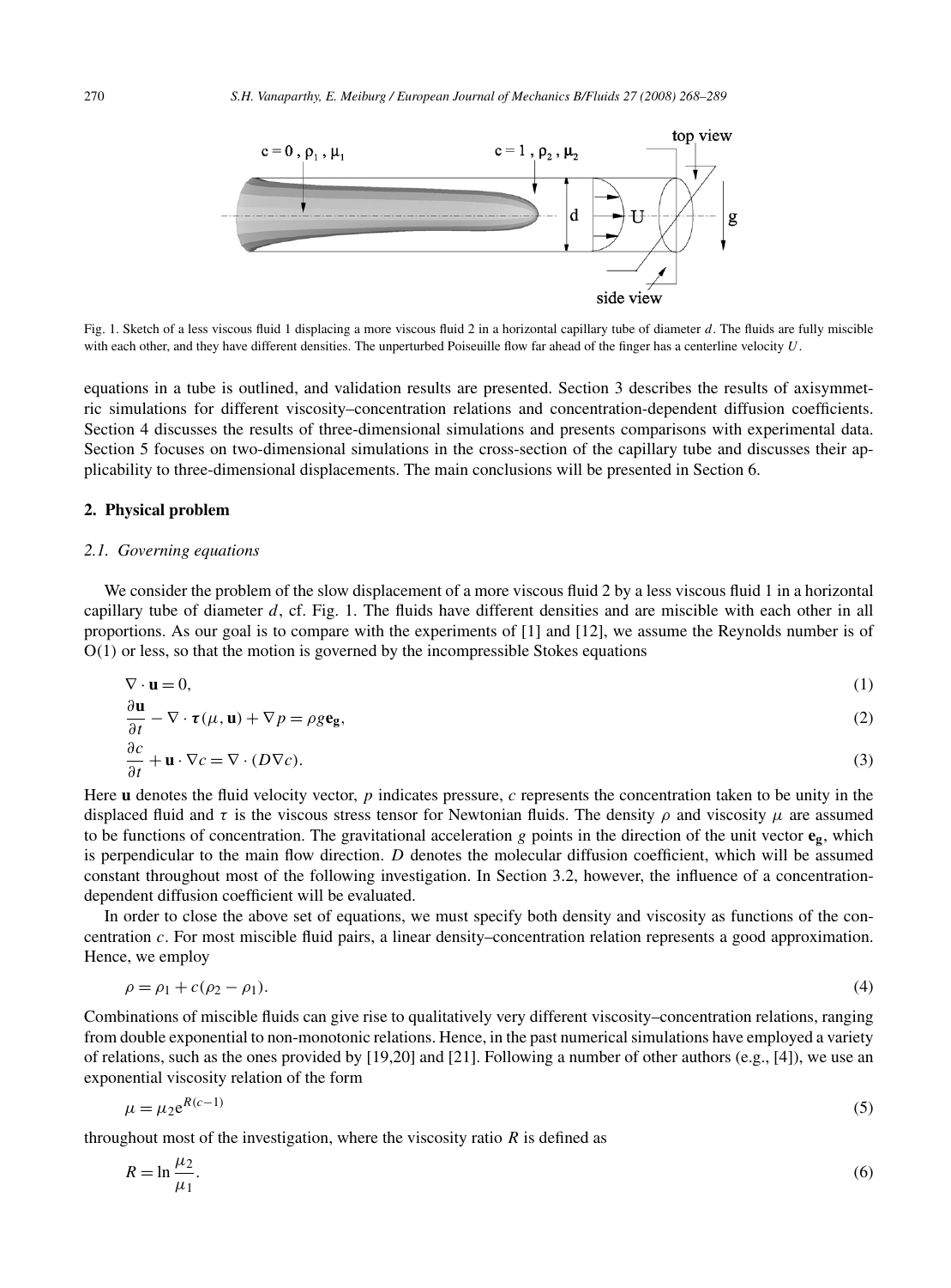Fig. 1. Sketch of a less viscous fluid 1 displacing a more viscous fluid 2 in a horizontal capillary tube of diameter $d$. The fluids are fully miscible with each other, and they have different densities. The unperturbed Poiseuille flow far ahead of the finger has a centerline velocity $U$.

equations in a tube is outlined, and validation results are presented. Section 3 describes the results of axisymmetric simulations for different viscosity–concentration relations and concentration-dependent diffusion coefficients. Section 4 discusses the results of three-dimensional simulations and presents comparisons with experimental data. Section 5 focuses on two-dimensional simulations in the cross-section of the capillary tube and discusses their applicability to three-dimensional displacements. The main conclusions will be presented in Section 6.

## 2. Physical problem

### *2.1. Governing equations*

We consider the problem of the slow displacement of a more viscous fluid 2 by a less viscous fluid 1 in a horizontal capillary tube of diameter $d$, cf. Fig. 1. The fluids have different densities and are miscible with each other in all proportions. As our goal is to compare with the experiments of [1] and [12], we assume the Reynolds number is of O(1) or less, so that the motion is governed by the incompressible Stokes equations

$$\nabla \cdot \mathbf{u} = 0, \tag{1}$$

$$\frac{\partial \mathbf{u}}{\partial t} - \nabla \cdot \boldsymbol{\tau}(\mu, \mathbf{u}) + \nabla p = \rho g \mathbf{e_g}, \tag{2}$$

$$\frac{\partial c}{\partial t} + \mathbf{u} \cdot \nabla c = \nabla \cdot (D \nabla c). \tag{3}$$

Here $\mathbf{u}$ denotes the fluid velocity vector, $p$ indicates pressure, $c$ represents the concentration taken to be unity in the displaced fluid and $\tau$ is the viscous stress tensor for Newtonian fluids. The density $\rho$ and viscosity $\mu$ are assumed to be functions of concentration. The gravitational acceleration $g$ points in the direction of the unit vector $\mathbf{e_g}$, which is perpendicular to the main flow direction. $D$ denotes the molecular diffusion coefficient, which will be assumed constant throughout most of the following investigation. In Section 3.2, however, the influence of a concentration-dependent diffusion coefficient will be evaluated.

In order to close the above set of equations, we must specify both density and viscosity as functions of the concentration $c$. For most miscible fluid pairs, a linear density–concentration relation represents a good approximation. Hence, we employ

$$\rho = \rho_1 + c(\rho_2 - \rho_1). \tag{4}$$

Combinations of miscible fluids can give rise to qualitatively very different viscosity–concentration relations, ranging from double exponential to non-monotonic relations. Hence, in the past numerical simulations have employed a variety of relations, such as the ones provided by [19,20] and [21]. Following a number of other authors (e.g., [4]), we use an exponential viscosity relation of the form

$$\mu = \mu_2 e^{R(c-1)} \tag{5}$$

throughout most of the investigation, where the viscosity ratio $R$ is defined as

$$R = \ln \frac{\mu_2}{\mu_1}. \tag{6}$$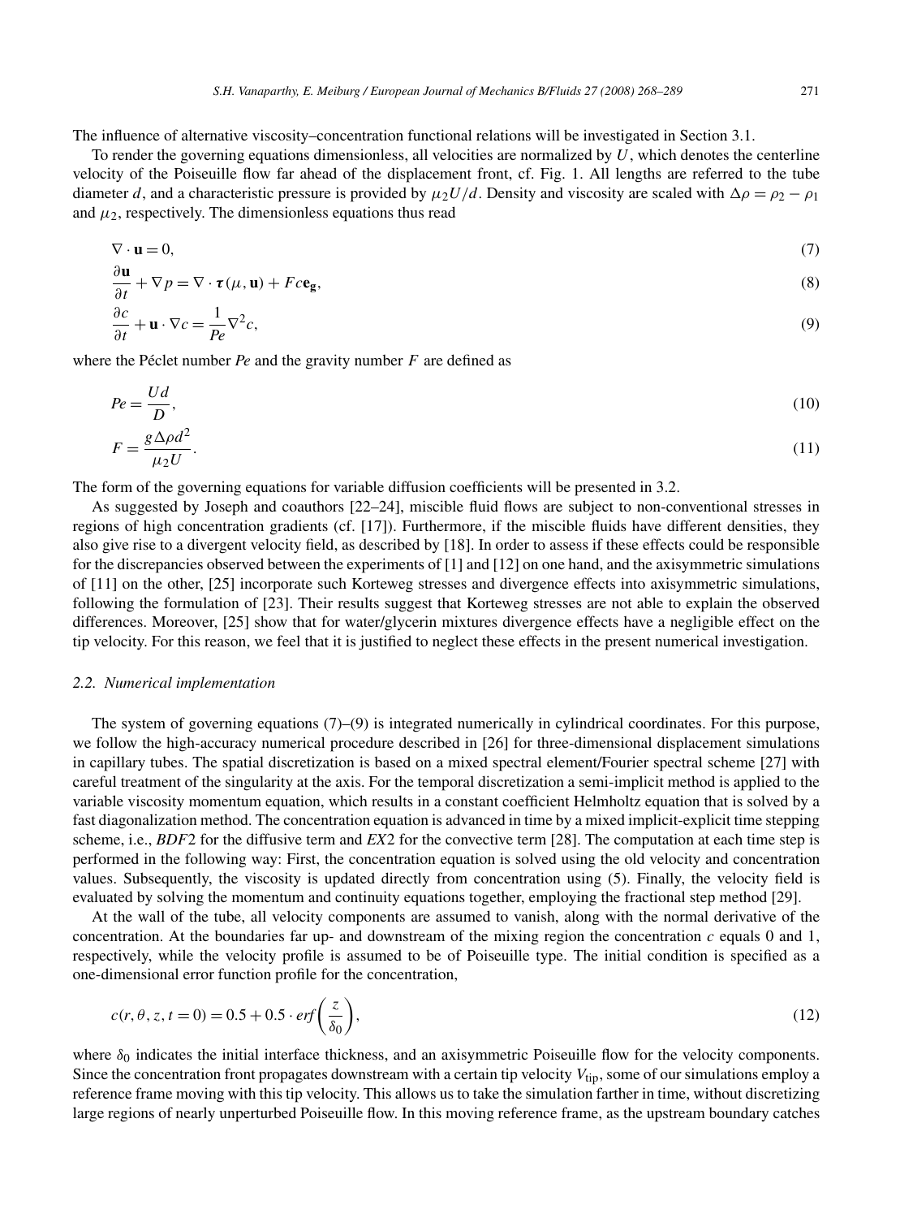The influence of alternative viscosity–concentration functional relations will be investigated in Section 3.1.

To render the governing equations dimensionless, all velocities are normalized by $U$, which denotes the centerline velocity of the Poiseuille flow far ahead of the displacement front, cf. Fig. 1. All lengths are referred to the tube diameter $d$, and a characteristic pressure is provided by $\mu_2 U/d$. Density and viscosity are scaled with $\Delta\rho = \rho_2 - \rho_1$ and $\mu_2$, respectively. The dimensionless equations thus read

$$\nabla \cdot \mathbf{u} = 0, \tag{7}$$

$$\frac{\partial \mathbf{u}}{\partial t} + \nabla p = \nabla \cdot \boldsymbol{\tau}(\mu, \mathbf{u}) + Fc\mathbf{e_g}, \tag{8}$$

$$\frac{\partial c}{\partial t} + \mathbf{u} \cdot \nabla c = \frac{1}{Pe} \nabla^2 c, \tag{9}$$

where the Péclet number $Pe$ and the gravity number $F$ are defined as

$$Pe = \frac{Ud}{D}, \tag{10}$$

$$F = \frac{g \Delta\rho d^2}{\mu_2 U}. \tag{11}$$

The form of the governing equations for variable diffusion coefficients will be presented in 3.2.

As suggested by Joseph and coauthors [22–24], miscible fluid flows are subject to non-conventional stresses in regions of high concentration gradients (cf. [17]). Furthermore, if the miscible fluids have different densities, they also give rise to a divergent velocity field, as described by [18]. In order to assess if these effects could be responsible for the discrepancies observed between the experiments of [1] and [12] on one hand, and the axisymmetric simulations of [11] on the other, [25] incorporate such Korteweg stresses and divergence effects into axisymmetric simulations, following the formulation of [23]. Their results suggest that Korteweg stresses are not able to explain the observed differences. Moreover, [25] show that for water/glycerin mixtures divergence effects have a negligible effect on the tip velocity. For this reason, we feel that it is justified to neglect these effects in the present numerical investigation.

### 2.2. Numerical implementation

The system of governing equations (7)–(9) is integrated numerically in cylindrical coordinates. For this purpose, we follow the high-accuracy numerical procedure described in [26] for three-dimensional displacement simulations in capillary tubes. The spatial discretization is based on a mixed spectral element/Fourier spectral scheme [27] with careful treatment of the singularity at the axis. For the temporal discretization a semi-implicit method is applied to the variable viscosity momentum equation, which results in a constant coefficient Helmholtz equation that is solved by a fast diagonalization method. The concentration equation is advanced in time by a mixed implicit-explicit time stepping scheme, i.e., *BDF*2 for the diffusive term and *EX*2 for the convective term [28]. The computation at each time step is performed in the following way: First, the concentration equation is solved using the old velocity and concentration values. Subsequently, the viscosity is updated directly from concentration using (5). Finally, the velocity field is evaluated by solving the momentum and continuity equations together, employing the fractional step method [29].

At the wall of the tube, all velocity components are assumed to vanish, along with the normal derivative of the concentration. At the boundaries far up- and downstream of the mixing region the concentration $c$ equals 0 and 1, respectively, while the velocity profile is assumed to be of Poiseuille type. The initial condition is specified as a one-dimensional error function profile for the concentration,

$$c(r, \theta, z, t = 0) = 0.5 + 0.5 \cdot erf\left(\frac{z}{\delta_0}\right), \tag{12}$$

where $\delta_0$ indicates the initial interface thickness, and an axisymmetric Poiseuille flow for the velocity components. Since the concentration front propagates downstream with a certain tip velocity $V_{\text{tip}}$, some of our simulations employ a reference frame moving with this tip velocity. This allows us to take the simulation farther in time, without discretizing large regions of nearly unperturbed Poiseuille flow. In this moving reference frame, as the upstream boundary catches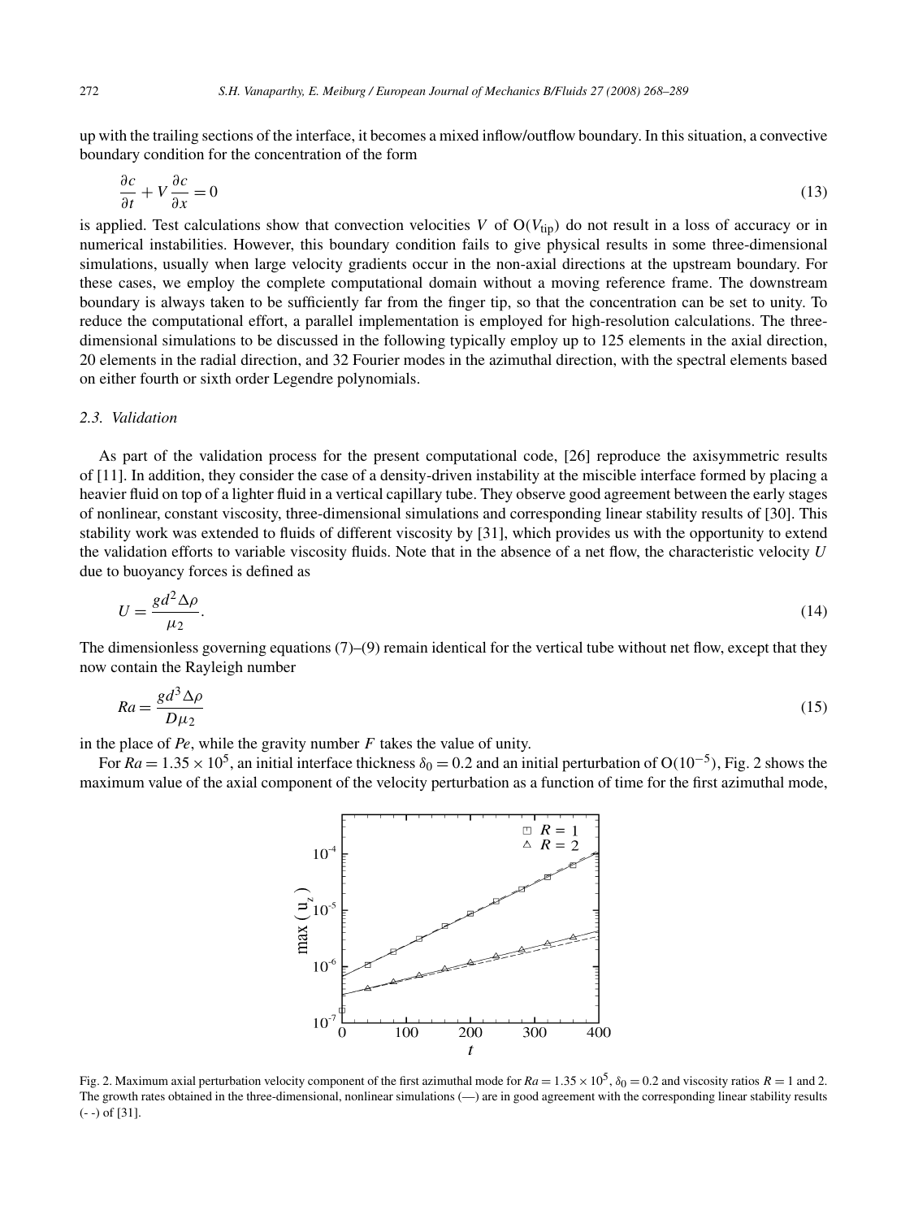up with the trailing sections of the interface, it becomes a mixed inflow/outflow boundary. In this situation, a convective boundary condition for the concentration of the form

$$\frac{\partial c}{\partial t} + V\frac{\partial c}{\partial x} = 0 \tag{13}$$

is applied. Test calculations show that convection velocities $V$ of $O(V_{\text{tip}})$ do not result in a loss of accuracy or in numerical instabilities. However, this boundary condition fails to give physical results in some three-dimensional simulations, usually when large velocity gradients occur in the non-axial directions at the upstream boundary. For these cases, we employ the complete computational domain without a moving reference frame. The downstream boundary is always taken to be sufficiently far from the finger tip, so that the concentration can be set to unity. To reduce the computational effort, a parallel implementation is employed for high-resolution calculations. The three-dimensional simulations to be discussed in the following typically employ up to 125 elements in the axial direction, 20 elements in the radial direction, and 32 Fourier modes in the azimuthal direction, with the spectral elements based on either fourth or sixth order Legendre polynomials.

### 2.3. Validation

As part of the validation process for the present computational code, [26] reproduce the axisymmetric results of [11]. In addition, they consider the case of a density-driven instability at the miscible interface formed by placing a heavier fluid on top of a lighter fluid in a vertical capillary tube. They observe good agreement between the early stages of nonlinear, constant viscosity, three-dimensional simulations and corresponding linear stability results of [30]. This stability work was extended to fluids of different viscosity by [31], which provides us with the opportunity to extend the validation efforts to variable viscosity fluids. Note that in the absence of a net flow, the characteristic velocity $U$ due to buoyancy forces is defined as

$$U = \frac{gd^2\Delta\rho}{\mu_2}. \tag{14}$$

The dimensionless governing equations (7)–(9) remain identical for the vertical tube without net flow, except that they now contain the Rayleigh number

$$Ra = \frac{gd^3\Delta\rho}{D\mu_2} \tag{15}$$

in the place of $Pe$, while the gravity number $F$ takes the value of unity.

For $Ra = 1.35 \times 10^5$, an initial interface thickness $\delta_0 = 0.2$ and an initial perturbation of $O(10^{-5})$, Fig. 2 shows the maximum value of the axial component of the velocity perturbation as a function of time for the first azimuthal mode,

Fig. 2. Maximum axial perturbation velocity component of the first azimuthal mode for $Ra = 1.35 \times 10^5$, $\delta_0 = 0.2$ and viscosity ratios $R = 1$ and 2. The growth rates obtained in the three-dimensional, nonlinear simulations (—) are in good agreement with the corresponding linear stability results (- -) of [31].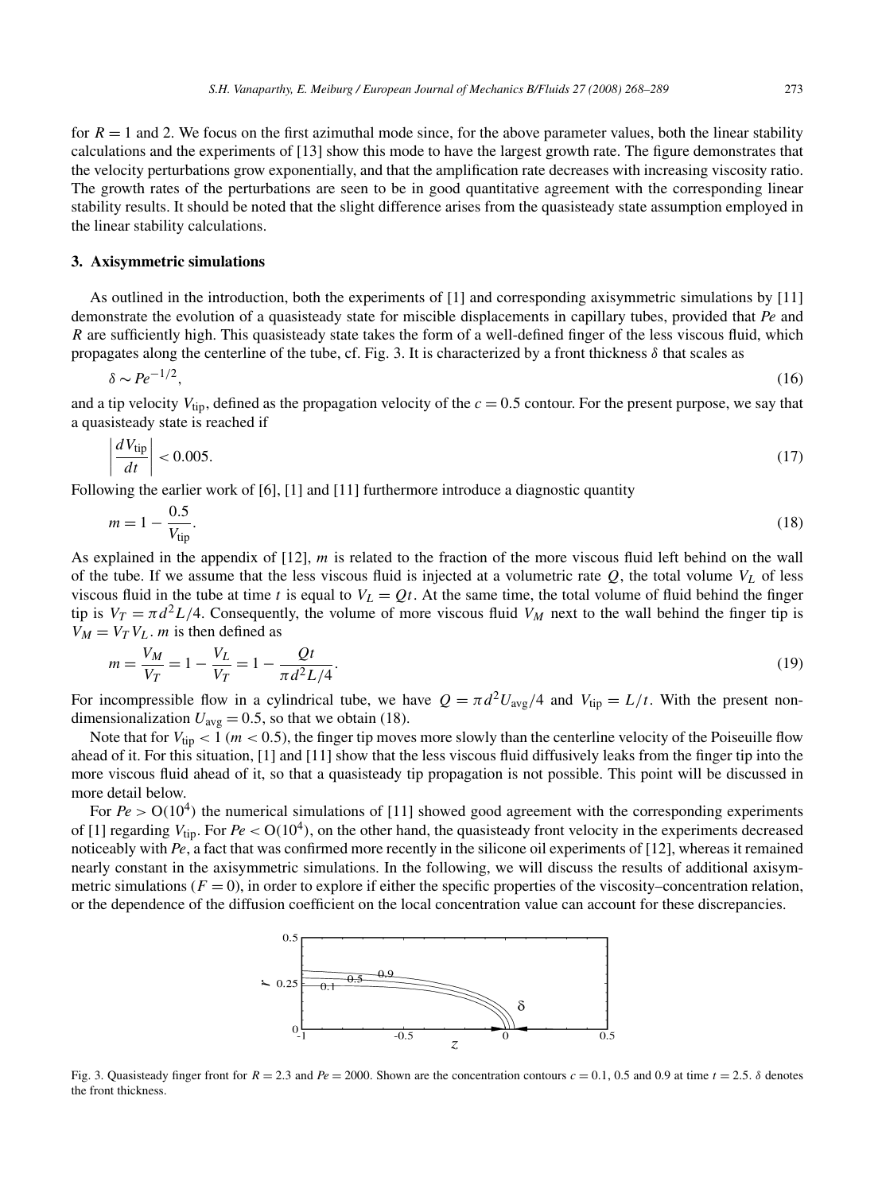for $R = 1$ and 2. We focus on the first azimuthal mode since, for the above parameter values, both the linear stability calculations and the experiments of [13] show this mode to have the largest growth rate. The figure demonstrates that the velocity perturbations grow exponentially, and that the amplification rate decreases with increasing viscosity ratio. The growth rates of the perturbations are seen to be in good quantitative agreement with the corresponding linear stability results. It should be noted that the slight difference arises from the quasisteady state assumption employed in the linear stability calculations.

## 3. Axisymmetric simulations

As outlined in the introduction, both the experiments of [1] and corresponding axisymmetric simulations by [11] demonstrate the evolution of a quasisteady state for miscible displacements in capillary tubes, provided that $Pe$ and $R$ are sufficiently high. This quasisteady state takes the form of a well-defined finger of the less viscous fluid, which propagates along the centerline of the tube, cf. Fig. 3. It is characterized by a front thickness $\delta$ that scales as

$$\delta \sim Pe^{-1/2}, \tag{16}$$

and a tip velocity $V_{\text{tip}}$, defined as the propagation velocity of the $c = 0.5$ contour. For the present purpose, we say that a quasisteady state is reached if

$$\left| \frac{dV_{\text{tip}}}{dt} \right| < 0.005. \tag{17}$$

Following the earlier work of [6], [1] and [11] furthermore introduce a diagnostic quantity

$$m = 1 - \frac{0.5}{V_{\text{tip}}}. \tag{18}$$

As explained in the appendix of [12], $m$ is related to the fraction of the more viscous fluid left behind on the wall of the tube. If we assume that the less viscous fluid is injected at a volumetric rate $Q$, the total volume $V_L$ of less viscous fluid in the tube at time $t$ is equal to $V_L = Qt$. At the same time, the total volume of fluid behind the finger tip is $V_T = \pi d^2 L/4$. Consequently, the volume of more viscous fluid $V_M$ next to the wall behind the finger tip is $V_M = V_T V_L$. $m$ is then defined as

$$m = \frac{V_M}{V_T} = 1 - \frac{V_L}{V_T} = 1 - \frac{Qt}{\pi d^2 L/4}. \tag{19}$$

For incompressible flow in a cylindrical tube, we have $Q = \pi d^2 U_{\text{avg}}/4$ and $V_{\text{tip}} = L/t$. With the present non-dimensionalization $U_{\text{avg}} = 0.5$, so that we obtain (18).

Note that for $V_{\text{tip}} < 1$ ($m < 0.5$), the finger tip moves more slowly than the centerline velocity of the Poiseuille flow ahead of it. For this situation, [1] and [11] show that the less viscous fluid diffusively leaks from the finger tip into the more viscous fluid ahead of it, so that a quasisteady tip propagation is not possible. This point will be discussed in more detail below.

For $Pe > \mathrm{O}(10^4)$ the numerical simulations of [11] showed good agreement with the corresponding experiments of [1] regarding $V_{\text{tip}}$. For $Pe < \mathrm{O}(10^4)$, on the other hand, the quasisteady front velocity in the experiments decreased noticeably with $Pe$, a fact that was confirmed more recently in the silicone oil experiments of [12], whereas it remained nearly constant in the axisymmetric simulations. In the following, we will discuss the results of additional axisymmetric simulations ($F = 0$), in order to explore if either the specific properties of the viscosity–concentration relation, or the dependence of the diffusion coefficient on the local concentration value can account for these discrepancies.

Fig. 3. Quasisteady finger front for $R = 2.3$ and $Pe = 2000$. Shown are the concentration contours $c = 0.1$, 0.5 and 0.9 at time $t = 2.5$. $\delta$ denotes the front thickness.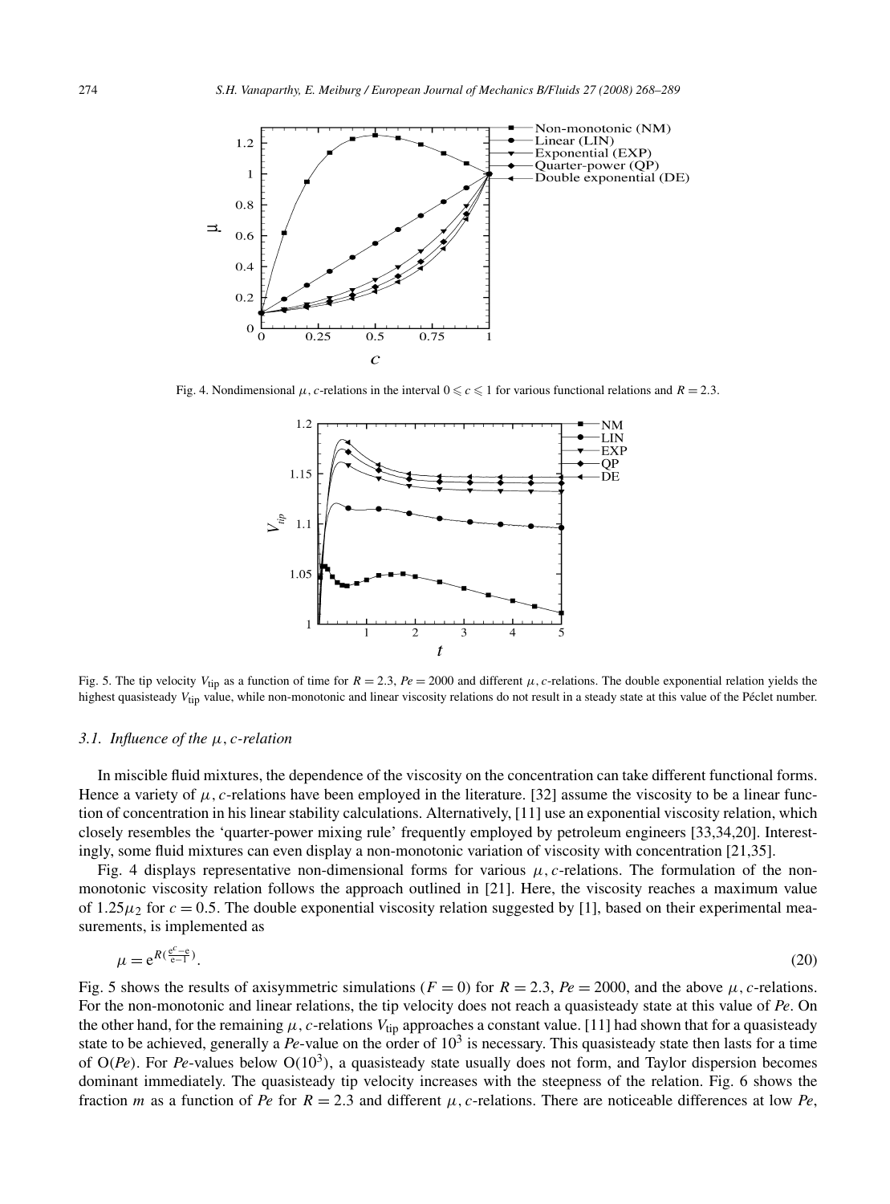Fig. 4. Nondimensional $\mu$, $c$-relations in the interval $0 \leqslant c \leqslant 1$ for various functional relations and $R = 2.3$.

Fig. 5. The tip velocity $V_{\text{tip}}$ as a function of time for $R = 2.3$, $Pe = 2000$ and different $\mu$, $c$-relations. The double exponential relation yields the highest quasisteady $V_{\text{tip}}$ value, while non-monotonic and linear viscosity relations do not result in a steady state at this value of the Péclet number.

### 3.1. Influence of the $\mu$, $c$-relation

In miscible fluid mixtures, the dependence of the viscosity on the concentration can take different functional forms. Hence a variety of $\mu$, $c$-relations have been employed in the literature. [32] assume the viscosity to be a linear function of concentration in his linear stability calculations. Alternatively, [11] use an exponential viscosity relation, which closely resembles the 'quarter-power mixing rule' frequently employed by petroleum engineers [33,34,20]. Interestingly, some fluid mixtures can even display a non-monotonic variation of viscosity with concentration [21,35].

Fig. 4 displays representative non-dimensional forms for various $\mu$, $c$-relations. The formulation of the non-monotonic viscosity relation follows the approach outlined in [21]. Here, the viscosity reaches a maximum value of $1.25\mu_2$ for $c = 0.5$. The double exponential viscosity relation suggested by [1], based on their experimental measurements, is implemented as

$$\mu = \mathrm{e}^{R(\frac{\mathrm{e}^{c}-\mathrm{e}}{\mathrm{e}-1})}. \tag{20}$$

Fig. 5 shows the results of axisymmetric simulations ($F = 0$) for $R = 2.3$, $Pe = 2000$, and the above $\mu$, $c$-relations. For the non-monotonic and linear relations, the tip velocity does not reach a quasisteady state at this value of $Pe$. On the other hand, for the remaining $\mu$, $c$-relations $V_{\text{tip}}$ approaches a constant value. [11] had shown that for a quasisteady state to be achieved, generally a $Pe$-value on the order of $10^3$ is necessary. This quasisteady state then lasts for a time of $O(Pe)$. For $Pe$-values below $O(10^3)$, a quasisteady state usually does not form, and Taylor dispersion becomes dominant immediately. The quasisteady tip velocity increases with the steepness of the relation. Fig. 6 shows the fraction $m$ as a function of $Pe$ for $R = 2.3$ and different $\mu$, $c$-relations. There are noticeable differences at low $Pe$,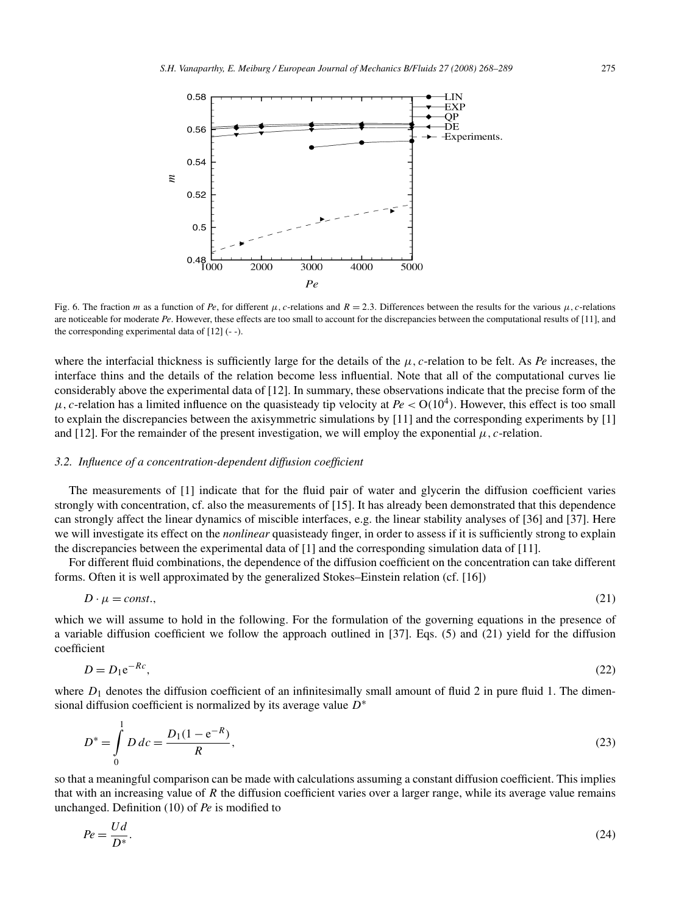Fig. 6. The fraction $m$ as a function of $Pe$, for different $\mu, c$-relations and $R = 2.3$. Differences between the results for the various $\mu, c$-relations are noticeable for moderate $Pe$. However, these effects are too small to account for the discrepancies between the computational results of [11], and the corresponding experimental data of [12] (- -).

where the interfacial thickness is sufficiently large for the details of the $\mu, c$-relation to be felt. As $Pe$ increases, the interface thins and the details of the relation become less influential. Note that all of the computational curves lie considerably above the experimental data of [12]. In summary, these observations indicate that the precise form of the $\mu, c$-relation has a limited influence on the quasisteady tip velocity at $Pe < O(10^4)$. However, this effect is too small to explain the discrepancies between the axisymmetric simulations by [11] and the corresponding experiments by [1] and [12]. For the remainder of the present investigation, we will employ the exponential $\mu, c$-relation.

### 3.2. Influence of a concentration-dependent diffusion coefficient

The measurements of [1] indicate that for the fluid pair of water and glycerin the diffusion coefficient varies strongly with concentration, cf. also the measurements of [15]. It has already been demonstrated that this dependence can strongly affect the linear dynamics of miscible interfaces, e.g. the linear stability analyses of [36] and [37]. Here we will investigate its effect on the *nonlinear* quasisteady finger, in order to assess if it is sufficiently strong to explain the discrepancies between the experimental data of [1] and the corresponding simulation data of [11].

For different fluid combinations, the dependence of the diffusion coefficient on the concentration can take different forms. Often it is well approximated by the generalized Stokes–Einstein relation (cf. [16])

$$D \cdot \mu = const., \tag{21}$$

which we will assume to hold in the following. For the formulation of the governing equations in the presence of a variable diffusion coefficient we follow the approach outlined in [37]. Eqs. (5) and (21) yield for the diffusion coefficient

$$D = D_1 e^{-Rc}, \tag{22}$$

where $D_1$ denotes the diffusion coefficient of an infinitesimally small amount of fluid 2 in pure fluid 1. The dimensional diffusion coefficient is normalized by its average value $D^*$

$$D^* = \int_0^1 D \, dc = \frac{D_1(1 - e^{-R})}{R}, \tag{23}$$

so that a meaningful comparison can be made with calculations assuming a constant diffusion coefficient. This implies that with an increasing value of $R$ the diffusion coefficient varies over a larger range, while its average value remains unchanged. Definition (10) of $Pe$ is modified to

$$Pe = \frac{Ud}{D^*}. \tag{24}$$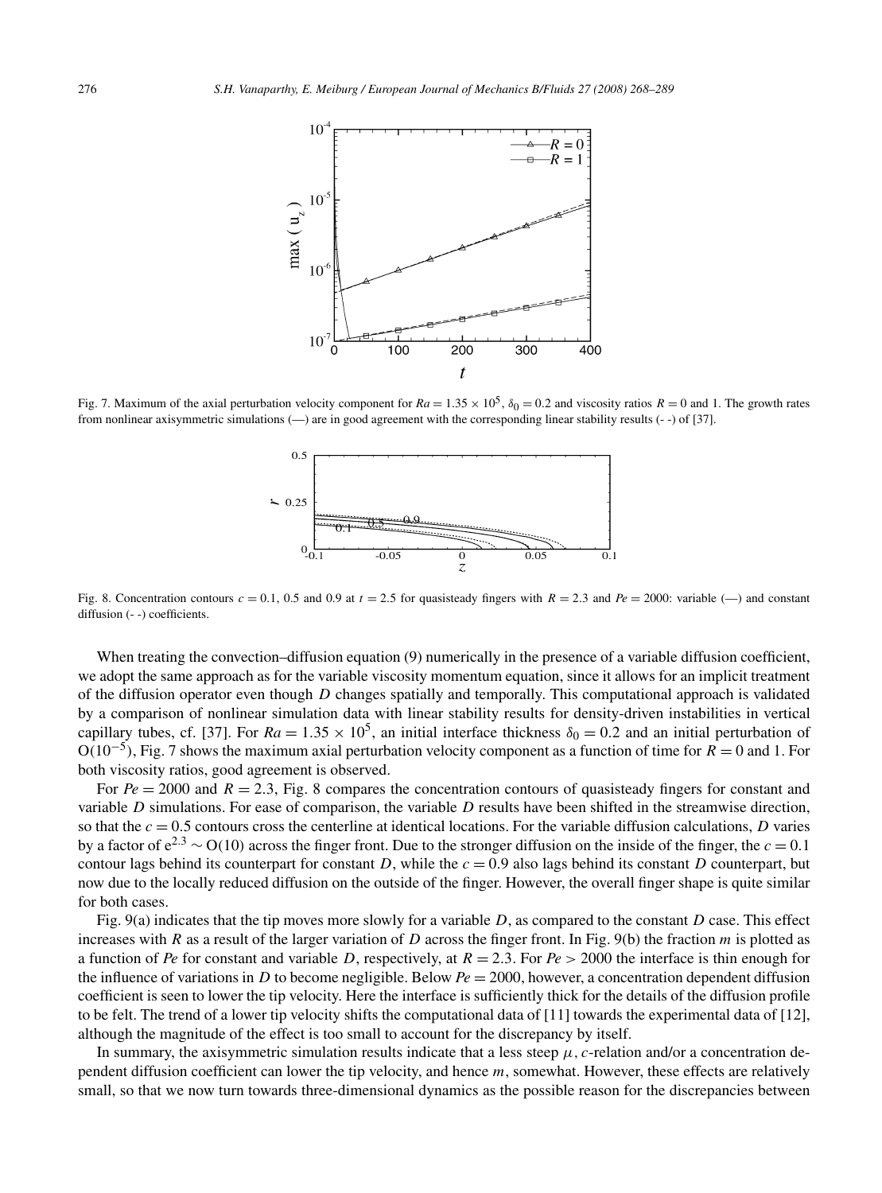Fig. 7. Maximum of the axial perturbation velocity component for $Ra = 1.35 \times 10^5$, $\delta_0 = 0.2$ and viscosity ratios $R = 0$ and 1. The growth rates from nonlinear axisymmetric simulations (—) are in good agreement with the corresponding linear stability results (- -) of [37].

Fig. 8. Concentration contours $c = 0.1$, 0.5 and 0.9 at $t = 2.5$ for quasisteady fingers with $R = 2.3$ and $Pe = 2000$: variable (—) and constant diffusion (- -) coefficients.

When treating the convection–diffusion equation (9) numerically in the presence of a variable diffusion coefficient, we adopt the same approach as for the variable viscosity momentum equation, since it allows for an implicit treatment of the diffusion operator even though $D$ changes spatially and temporally. This computational approach is validated by a comparison of nonlinear simulation data with linear stability results for density-driven instabilities in vertical capillary tubes, cf. [37]. For $Ra = 1.35 \times 10^5$, an initial interface thickness $\delta_0 = 0.2$ and an initial perturbation of $O(10^{-5})$, Fig. 7 shows the maximum axial perturbation velocity component as a function of time for $R = 0$ and 1. For both viscosity ratios, good agreement is observed.

For $Pe = 2000$ and $R = 2.3$, Fig. 8 compares the concentration contours of quasisteady fingers for constant and variable $D$ simulations. For ease of comparison, the variable $D$ results have been shifted in the streamwise direction, so that the $c = 0.5$ contours cross the centerline at identical locations. For the variable diffusion calculations, $D$ varies by a factor of $e^{2.3} \sim O(10)$ across the finger front. Due to the stronger diffusion on the inside of the finger, the $c = 0.1$ contour lags behind its counterpart for constant $D$, while the $c = 0.9$ also lags behind its constant $D$ counterpart, but now due to the locally reduced diffusion on the outside of the finger. However, the overall finger shape is quite similar for both cases.

Fig. 9(a) indicates that the tip moves more slowly for a variable $D$, as compared to the constant $D$ case. This effect increases with $R$ as a result of the larger variation of $D$ across the finger front. In Fig. 9(b) the fraction $m$ is plotted as a function of $Pe$ for constant and variable $D$, respectively, at $R = 2.3$. For $Pe > 2000$ the interface is thin enough for the influence of variations in $D$ to become negligible. Below $Pe = 2000$, however, a concentration dependent diffusion coefficient is seen to lower the tip velocity. Here the interface is sufficiently thick for the details of the diffusion profile to be felt. The trend of a lower tip velocity shifts the computational data of [11] towards the experimental data of [12], although the magnitude of the effect is too small to account for the discrepancy by itself.

In summary, the axisymmetric simulation results indicate that a less steep $\mu, c$-relation and/or a concentration dependent diffusion coefficient can lower the tip velocity, and hence $m$, somewhat. However, these effects are relatively small, so that we now turn towards three-dimensional dynamics as the possible reason for the discrepancies between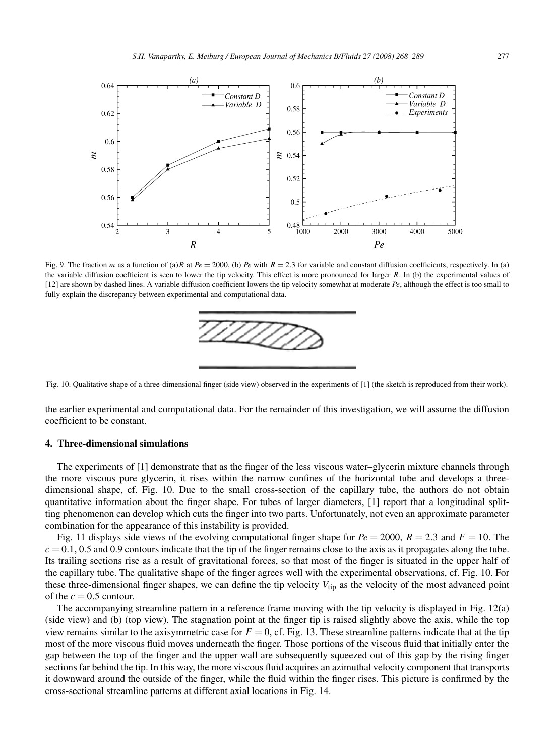Fig. 9. The fraction $m$ as a function of (a) $R$ at $Pe = 2000$, (b) $Pe$ with $R = 2.3$ for variable and constant diffusion coefficients, respectively. In (a) the variable diffusion coefficient is seen to lower the tip velocity. This effect is more pronounced for larger $R$. In (b) the experimental values of [12] are shown by dashed lines. A variable diffusion coefficient lowers the tip velocity somewhat at moderate $Pe$, although the effect is too small to fully explain the discrepancy between experimental and computational data.

Fig. 10. Qualitative shape of a three-dimensional finger (side view) observed in the experiments of [1] (the sketch is reproduced from their work).

the earlier experimental and computational data. For the remainder of this investigation, we will assume the diffusion coefficient to be constant.

## 4. Three-dimensional simulations

The experiments of [1] demonstrate that as the finger of the less viscous water–glycerin mixture channels through the more viscous pure glycerin, it rises within the narrow confines of the horizontal tube and develops a three-dimensional shape, cf. Fig. 10. Due to the small cross-section of the capillary tube, the authors do not obtain quantitative information about the finger shape. For tubes of larger diameters, [1] report that a longitudinal splitting phenomenon can develop which cuts the finger into two parts. Unfortunately, not even an approximate parameter combination for the appearance of this instability is provided.

Fig. 11 displays side views of the evolving computational finger shape for $Pe = 2000$, $R = 2.3$ and $F = 10$. The $c = 0.1$, 0.5 and 0.9 contours indicate that the tip of the finger remains close to the axis as it propagates along the tube. Its trailing sections rise as a result of gravitational forces, so that most of the finger is situated in the upper half of the capillary tube. The qualitative shape of the finger agrees well with the experimental observations, cf. Fig. 10. For these three-dimensional finger shapes, we can define the tip velocity $V_{\mathrm{tip}}$ as the velocity of the most advanced point of the $c = 0.5$ contour.

The accompanying streamline pattern in a reference frame moving with the tip velocity is displayed in Fig. 12(a) (side view) and (b) (top view). The stagnation point at the finger tip is raised slightly above the axis, while the top view remains similar to the axisymmetric case for $F = 0$, cf. Fig. 13. These streamline patterns indicate that at the tip most of the more viscous fluid moves underneath the finger. Those portions of the viscous fluid that initially enter the gap between the top of the finger and the upper wall are subsequently squeezed out of this gap by the rising finger sections far behind the tip. In this way, the more viscous fluid acquires an azimuthal velocity component that transports it downward around the outside of the finger, while the fluid within the finger rises. This picture is confirmed by the cross-sectional streamline patterns at different axial locations in Fig. 14.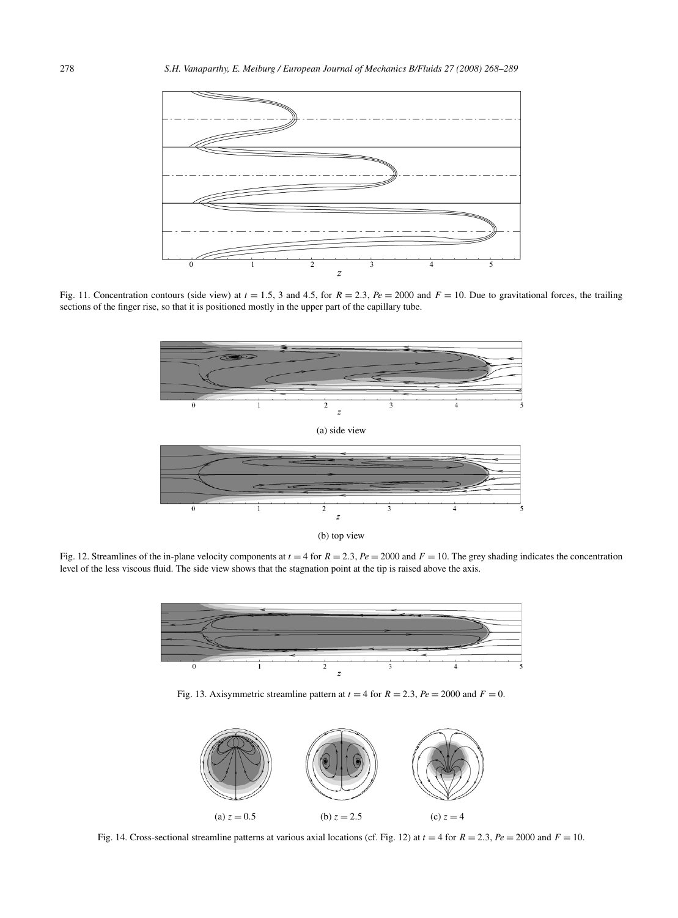Fig. 11. Concentration contours (side view) at $t = 1.5$, 3 and 4.5, for $R = 2.3$, $Pe = 2000$ and $F = 10$. Due to gravitational forces, the trailing sections of the finger rise, so that it is positioned mostly in the upper part of the capillary tube.

(a) side view

(b) top view

Fig. 12. Streamlines of the in-plane velocity components at $t = 4$ for $R = 2.3$, $Pe = 2000$ and $F = 10$. The grey shading indicates the concentration level of the less viscous fluid. The side view shows that the stagnation point at the tip is raised above the axis.

Fig. 13. Axisymmetric streamline pattern at $t = 4$ for $R = 2.3$, $Pe = 2000$ and $F = 0$.

(a) $z = 0.5$ (b) $z = 2.5$ (c) $z = 4$

Fig. 14. Cross-sectional streamline patterns at various axial locations (cf. Fig. 12) at $t = 4$ for $R = 2.3$, $Pe = 2000$ and $F = 10$.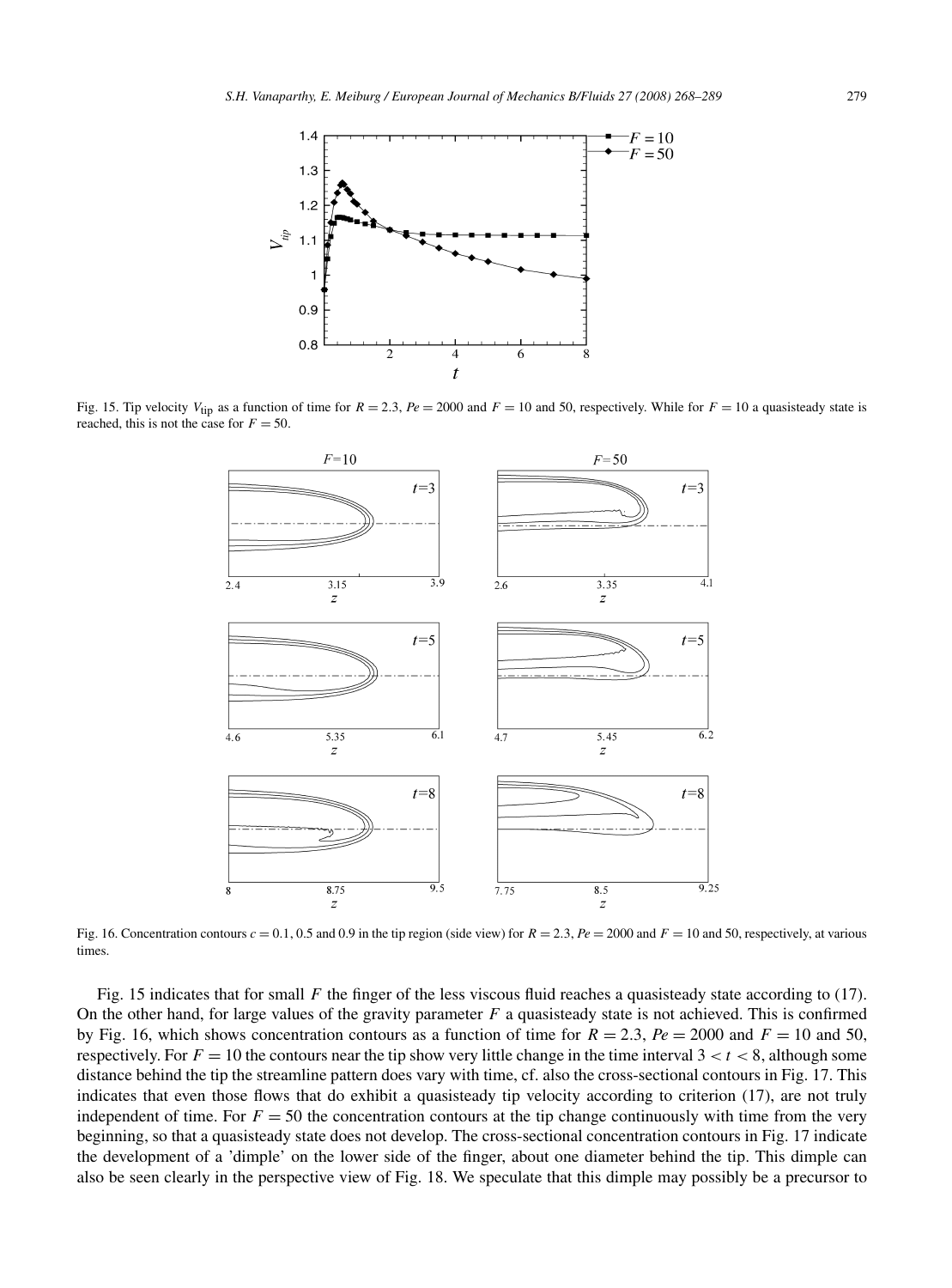Fig. 15. Tip velocity $V_{\text{tip}}$ as a function of time for $R = 2.3$, $Pe = 2000$ and $F = 10$ and 50, respectively. While for $F = 10$ a quasisteady state is reached, this is not the case for $F = 50$.

Fig. 16. Concentration contours $c = 0.1$, 0.5 and 0.9 in the tip region (side view) for $R = 2.3$, $Pe = 2000$ and $F = 10$ and 50, respectively, at various times.

Fig. 15 indicates that for small $F$ the finger of the less viscous fluid reaches a quasisteady state according to (17). On the other hand, for large values of the gravity parameter $F$ a quasisteady state is not achieved. This is confirmed by Fig. 16, which shows concentration contours as a function of time for $R = 2.3$, $Pe = 2000$ and $F = 10$ and 50, respectively. For $F = 10$ the contours near the tip show very little change in the time interval $3 < t < 8$, although some distance behind the tip the streamline pattern does vary with time, cf. also the cross-sectional contours in Fig. 17. This indicates that even those flows that do exhibit a quasisteady tip velocity according to criterion (17), are not truly independent of time. For $F = 50$ the concentration contours at the tip change continuously with time from the very beginning, so that a quasisteady state does not develop. The cross-sectional concentration contours in Fig. 17 indicate the development of a 'dimple' on the lower side of the finger, about one diameter behind the tip. This dimple can also be seen clearly in the perspective view of Fig. 18. We speculate that this dimple may possibly be a precursor to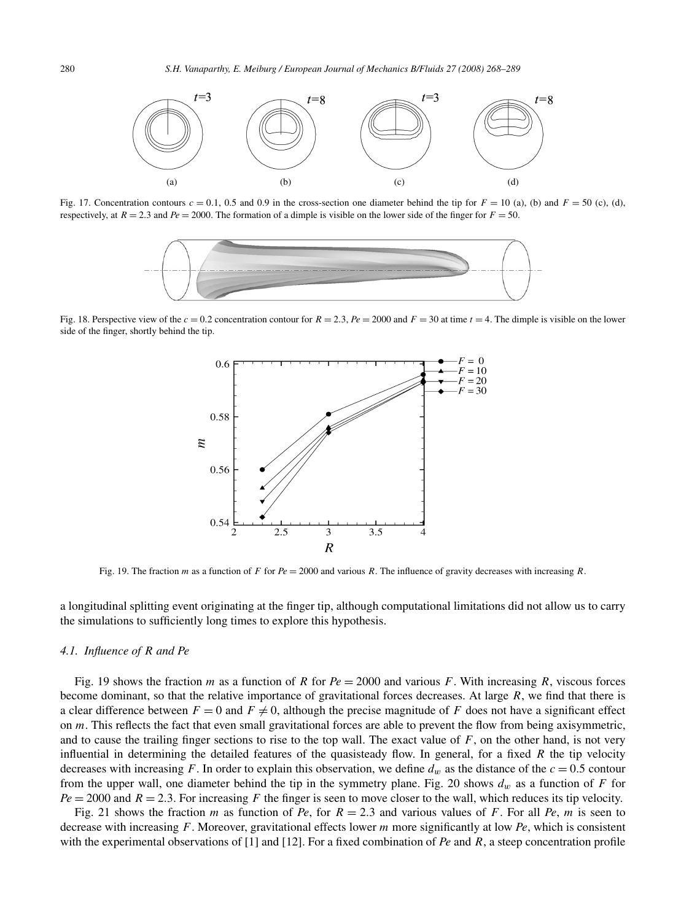Fig. 17. Concentration contours $c = 0.1$, 0.5 and 0.9 in the cross-section one diameter behind the tip for $F = 10$ (a), (b) and $F = 50$ (c), (d), respectively, at $R = 2.3$ and $Pe = 2000$. The formation of a dimple is visible on the lower side of the finger for $F = 50$.

Fig. 18. Perspective view of the $c = 0.2$ concentration contour for $R = 2.3$, $Pe = 2000$ and $F = 30$ at time $t = 4$. The dimple is visible on the lower side of the finger, shortly behind the tip.

Fig. 19. The fraction $m$ as a function of $F$ for $Pe = 2000$ and various $R$. The influence of gravity decreases with increasing $R$.

a longitudinal splitting event originating at the finger tip, although computational limitations did not allow us to carry the simulations to sufficiently long times to explore this hypothesis.

### 4.1. Influence of $R$ and $Pe$

Fig. 19 shows the fraction $m$ as a function of $R$ for $Pe = 2000$ and various $F$. With increasing $R$, viscous forces become dominant, so that the relative importance of gravitational forces decreases. At large $R$, we find that there is a clear difference between $F = 0$ and $F \neq 0$, although the precise magnitude of $F$ does not have a significant effect on $m$. This reflects the fact that even small gravitational forces are able to prevent the flow from being axisymmetric, and to cause the trailing finger sections to rise to the top wall. The exact value of $F$, on the other hand, is not very influential in determining the detailed features of the quasisteady flow. In general, for a fixed $R$ the tip velocity decreases with increasing $F$. In order to explain this observation, we define $d_w$ as the distance of the $c = 0.5$ contour from the upper wall, one diameter behind the tip in the symmetry plane. Fig. 20 shows $d_w$ as a function of $F$ for $Pe = 2000$ and $R = 2.3$. For increasing $F$ the finger is seen to move closer to the wall, which reduces its tip velocity.

Fig. 21 shows the fraction $m$ as function of $Pe$, for $R = 2.3$ and various values of $F$. For all $Pe$, $m$ is seen to decrease with increasing $F$. Moreover, gravitational effects lower $m$ more significantly at low $Pe$, which is consistent with the experimental observations of [1] and [12]. For a fixed combination of $Pe$ and $R$, a steep concentration profile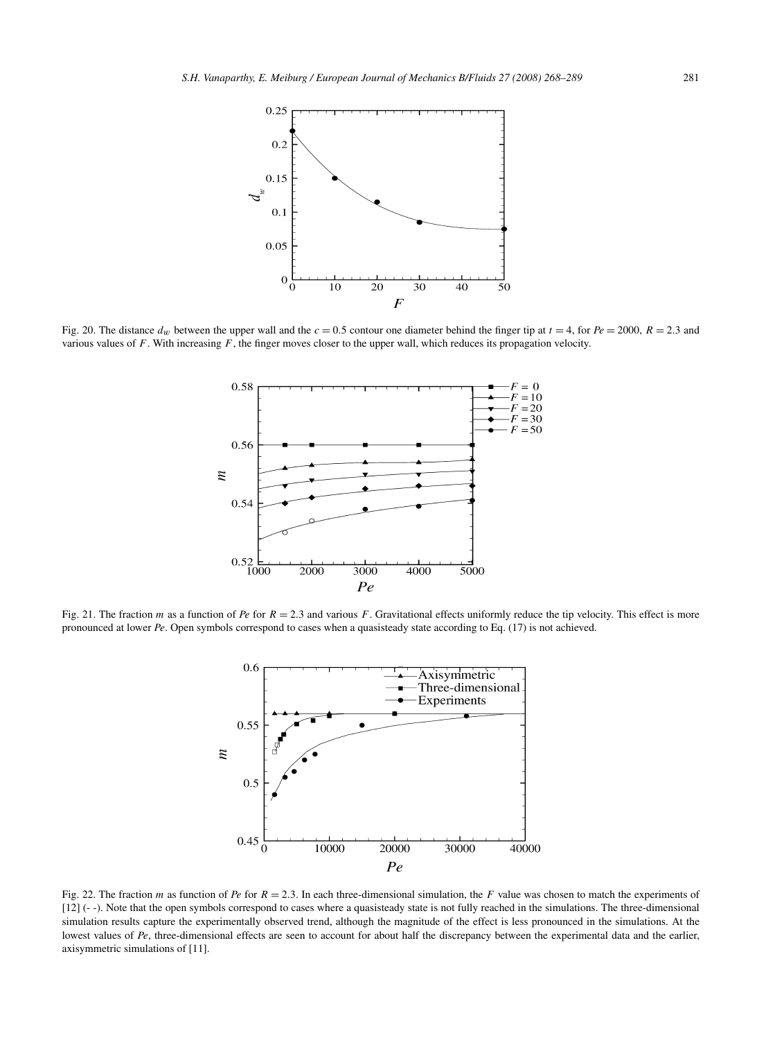Fig. 20. The distance $d_w$ between the upper wall and the $c = 0.5$ contour one diameter behind the finger tip at $t = 4$, for $Pe = 2000$, $R = 2.3$ and various values of $F$. With increasing $F$, the finger moves closer to the upper wall, which reduces its propagation velocity.

Fig. 21. The fraction $m$ as a function of $Pe$ for $R = 2.3$ and various $F$. Gravitational effects uniformly reduce the tip velocity. This effect is more pronounced at lower $Pe$. Open symbols correspond to cases when a quasisteady state according to Eq. (17) is not achieved.

Fig. 22. The fraction $m$ as function of $Pe$ for $R = 2.3$. In each three-dimensional simulation, the $F$ value was chosen to match the experiments of [12] (- -). Note that the open symbols correspond to cases where a quasisteady state is not fully reached in the simulations. The three-dimensional simulation results capture the experimentally observed trend, although the magnitude of the effect is less pronounced in the simulations. At the lowest values of $Pe$, three-dimensional effects are seen to account for about half the discrepancy between the experimental data and the earlier, axisymmetric simulations of [11].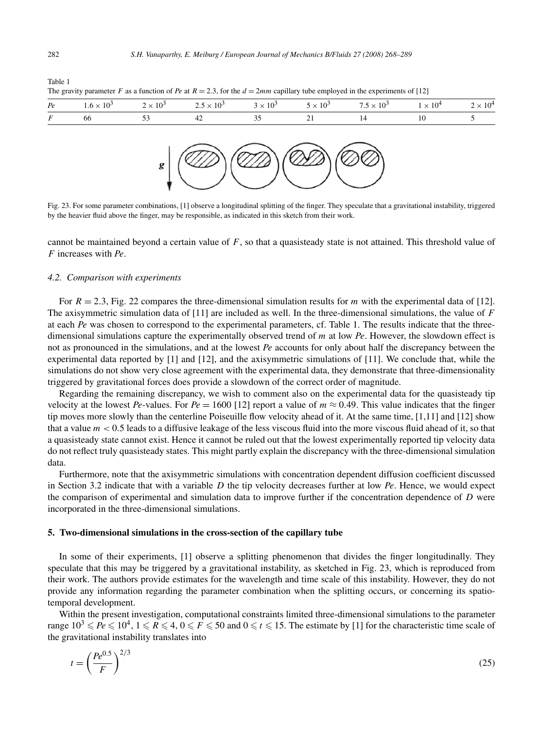Table 1
The gravity parameter $F$ as a function of $Pe$ at $R = 2.3$, for the $d = 2mm$ capillary tube employed in the experiments of [12]

| $Pe$ | $1.6 \times 10^3$ | $2 \times 10^3$ | $2.5 \times 10^3$ | $3 \times 10^3$ | $5 \times 10^3$ | $7.5 \times 10^3$ | $1 \times 10^4$ | $2 \times 10^4$ |
|---|---|---|---|---|---|---|---|---|
| $F$ | 66 | 53 | 42 | 35 | 21 | 14 | 10 | 5 |

Fig. 23. For some parameter combinations, [1] observe a longitudinal splitting of the finger. They speculate that a gravitational instability, triggered by the heavier fluid above the finger, may be responsible, as indicated in this sketch from their work.

cannot be maintained beyond a certain value of $F$, so that a quasisteady state is not attained. This threshold value of $F$ increases with $Pe$.

### 4.2. Comparison with experiments

For $R = 2.3$, Fig. 22 compares the three-dimensional simulation results for $m$ with the experimental data of [12]. The axisymmetric simulation data of [11] are included as well. In the three-dimensional simulations, the value of $F$ at each $Pe$ was chosen to correspond to the experimental parameters, cf. Table 1. The results indicate that the three-dimensional simulations capture the experimentally observed trend of $m$ at low $Pe$. However, the slowdown effect is not as pronounced in the simulations, and at the lowest $Pe$ accounts for only about half the discrepancy between the experimental data reported by [1] and [12], and the axisymmetric simulations of [11]. We conclude that, while the simulations do not show very close agreement with the experimental data, they demonstrate that three-dimensionality triggered by gravitational forces does provide a slowdown of the correct order of magnitude.

Regarding the remaining discrepancy, we wish to comment also on the experimental data for the quasisteady tip velocity at the lowest $Pe$-values. For $Pe = 1600$ [12] report a value of $m \approx 0.49$. This value indicates that the finger tip moves more slowly than the centerline Poiseuille flow velocity ahead of it. At the same time, [1,11] and [12] show that a value $m < 0.5$ leads to a diffusive leakage of the less viscous fluid into the more viscous fluid ahead of it, so that a quasisteady state cannot exist. Hence it cannot be ruled out that the lowest experimentally reported tip velocity data do not reflect truly quasisteady states. This might partly explain the discrepancy with the three-dimensional simulation data.

Furthermore, note that the axisymmetric simulations with concentration dependent diffusion coefficient discussed in Section 3.2 indicate that with a variable $D$ the tip velocity decreases further at low $Pe$. Hence, we would expect the comparison of experimental and simulation data to improve further if the concentration dependence of $D$ were incorporated in the three-dimensional simulations.

## 5. Two-dimensional simulations in the cross-section of the capillary tube

In some of their experiments, [1] observe a splitting phenomenon that divides the finger longitudinally. They speculate that this may be triggered by a gravitational instability, as sketched in Fig. 23, which is reproduced from their work. The authors provide estimates for the wavelength and time scale of this instability. However, they do not provide any information regarding the parameter combination when the splitting occurs, or concerning its spatio-temporal development.

Within the present investigation, computational constraints limited three-dimensional simulations to the parameter range $10^3 \leqslant Pe \leqslant 10^4$, $1 \leqslant R \leqslant 4$, $0 \leqslant F \leqslant 50$ and $0 \leqslant t \leqslant 15$. The estimate by [1] for the characteristic time scale of the gravitational instability translates into

$$t = \left(\frac{Pe^{0.5}}{F}\right)^{2/3} \tag{25}$$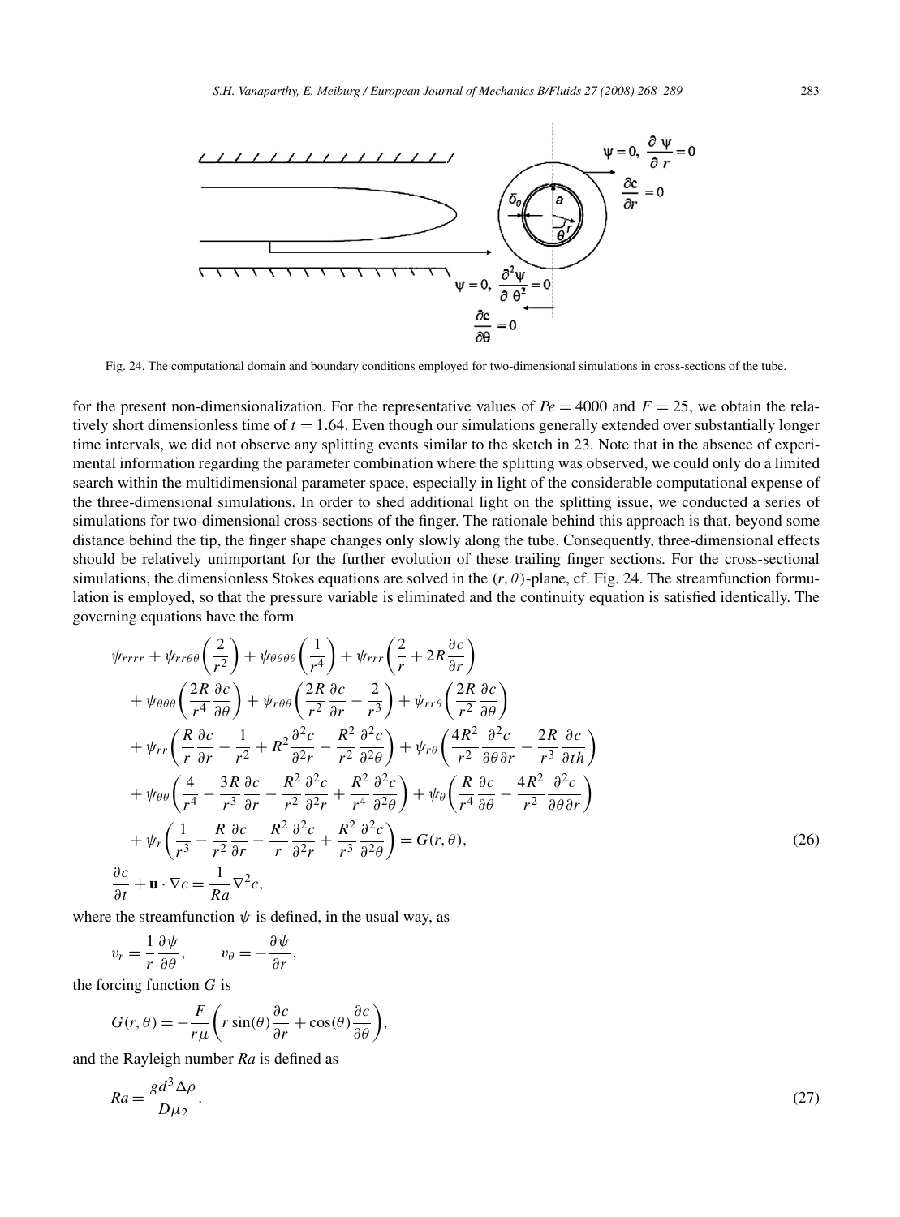Fig. 24. The computational domain and boundary conditions employed for two-dimensional simulations in cross-sections of the tube.

for the present non-dimensionalization. For the representative values of $Pe = 4000$ and $F = 25$, we obtain the relatively short dimensionless time of $t = 1.64$. Even though our simulations generally extended over substantially longer time intervals, we did not observe any splitting events similar to the sketch in 23. Note that in the absence of experimental information regarding the parameter combination where the splitting was observed, we could only do a limited search within the multidimensional parameter space, especially in light of the considerable computational expense of the three-dimensional simulations. In order to shed additional light on the splitting issue, we conducted a series of simulations for two-dimensional cross-sections of the finger. The rationale behind this approach is that, beyond some distance behind the tip, the finger shape changes only slowly along the tube. Consequently, three-dimensional effects should be relatively unimportant for the further evolution of these trailing finger sections. For the cross-sectional simulations, the dimensionless Stokes equations are solved in the $(r, \theta)$-plane, cf. Fig. 24. The streamfunction formulation is employed, so that the pressure variable is eliminated and the continuity equation is satisfied identically. The governing equations have the form

$$
\begin{aligned}
&\psi_{rrrr} + \psi_{rr\theta\theta}\left(\frac{2}{r^2}\right) + \psi_{\theta\theta\theta\theta}\left(\frac{1}{r^4}\right) + \psi_{rrr}\left(\frac{2}{r} + 2R\frac{\partial c}{\partial r}\right) \\
&\quad + \psi_{\theta\theta\theta}\left(\frac{2R}{r^4}\frac{\partial c}{\partial \theta}\right) + \psi_{r\theta\theta}\left(\frac{2R}{r^2}\frac{\partial c}{\partial r} - \frac{2}{r^3}\right) + \psi_{rr\theta}\left(\frac{2R}{r^2}\frac{\partial c}{\partial \theta}\right) \\
&\quad + \psi_{rr}\left(\frac{R}{r}\frac{\partial c}{\partial r} - \frac{1}{r^2} + R^2\frac{\partial^2 c}{\partial^2 r} - \frac{R^2}{r^2}\frac{\partial^2 c}{\partial^2 \theta}\right) + \psi_{r\theta}\left(\frac{4R^2}{r^2}\frac{\partial^2 c}{\partial \theta \partial r} - \frac{2R}{r^3}\frac{\partial c}{\partial th}\right) \\
&\quad + \psi_{\theta\theta}\left(\frac{4}{r^4} - \frac{3R}{r^3}\frac{\partial c}{\partial r} - \frac{R^2}{r^2}\frac{\partial^2 c}{\partial^2 r} + \frac{R^2}{r^4}\frac{\partial^2 c}{\partial^2 \theta}\right) + \psi_{\theta}\left(\frac{R}{r^4}\frac{\partial c}{\partial \theta} - \frac{4R^2}{r^2}\frac{\partial^2 c}{\partial \theta \partial r}\right) \\
&\quad + \psi_{r}\left(\frac{1}{r^3} - \frac{R}{r^2}\frac{\partial c}{\partial r} - \frac{R^2}{r}\frac{\partial^2 c}{\partial^2 r} + \frac{R^2}{r^3}\frac{\partial^2 c}{\partial^2 \theta}\right) = G(r, \theta), \qquad (26)\\
&\frac{\partial c}{\partial t} + \mathbf{u} \cdot \nabla c = \frac{1}{Ra}\nabla^2 c,
\end{aligned}
$$

where the streamfunction $\psi$ is defined, in the usual way, as

$$
v_r = \frac{1}{r}\frac{\partial \psi}{\partial \theta}, \qquad v_\theta = -\frac{\partial \psi}{\partial r},
$$

the forcing function $G$ is

$$
G(r, \theta) = -\frac{F}{r\mu}\left(r\sin(\theta)\frac{\partial c}{\partial r} + \cos(\theta)\frac{\partial c}{\partial \theta}\right),
$$

and the Rayleigh number $Ra$ is defined as

$$
Ra = \frac{gd^3\Delta\rho}{D\mu_2}. \qquad (27)
$$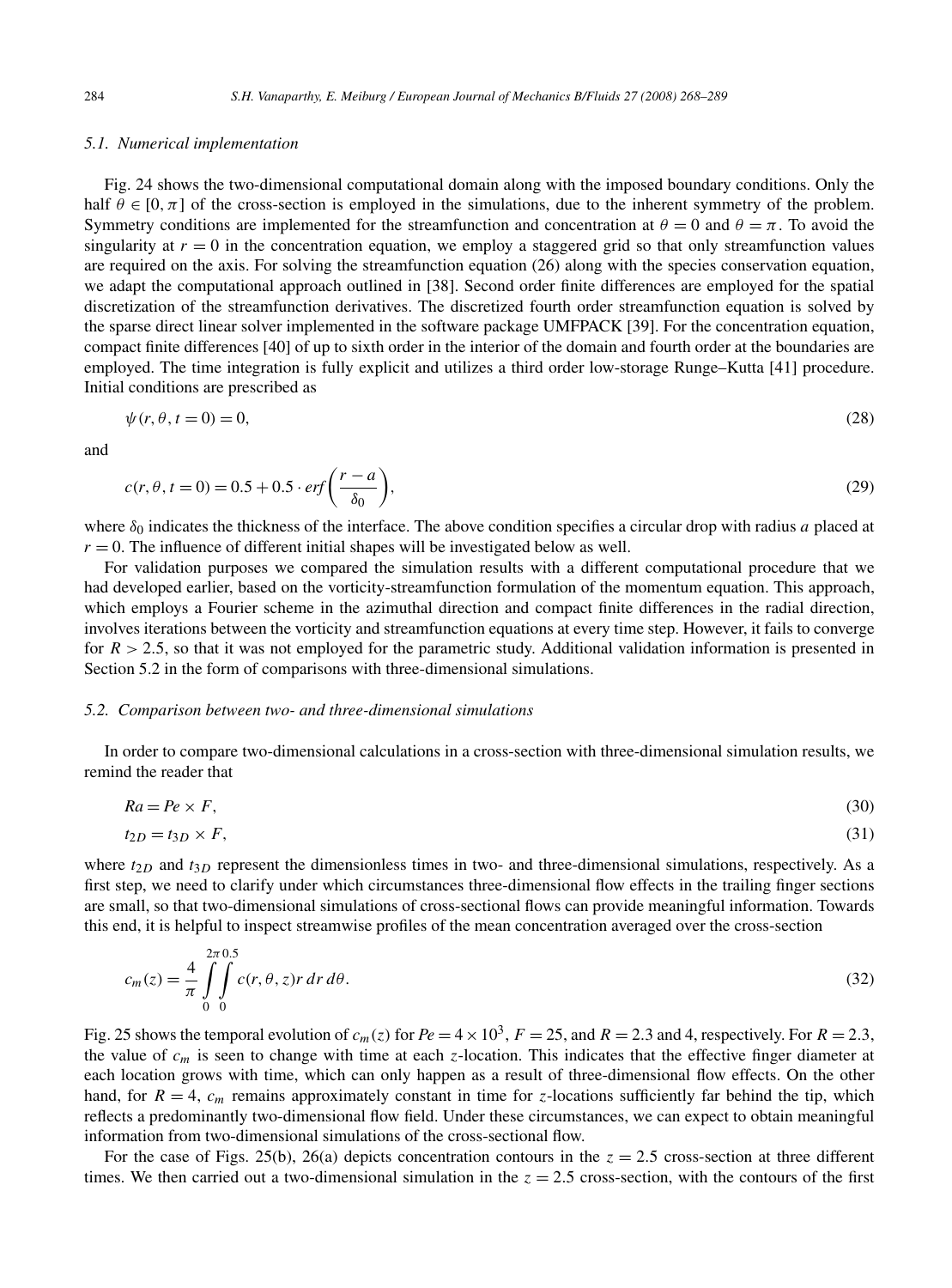### 5.1. Numerical implementation

Fig. 24 shows the two-dimensional computational domain along with the imposed boundary conditions. Only the half $\theta \in [0, \pi]$ of the cross-section is employed in the simulations, due to the inherent symmetry of the problem. Symmetry conditions are implemented for the streamfunction and concentration at $\theta = 0$ and $\theta = \pi$. To avoid the singularity at $r = 0$ in the concentration equation, we employ a staggered grid so that only streamfunction values are required on the axis. For solving the streamfunction equation (26) along with the species conservation equation, we adapt the computational approach outlined in [38]. Second order finite differences are employed for the spatial discretization of the streamfunction derivatives. The discretized fourth order streamfunction equation is solved by the sparse direct linear solver implemented in the software package UMFPACK [39]. For the concentration equation, compact finite differences [40] of up to sixth order in the interior of the domain and fourth order at the boundaries are employed. The time integration is fully explicit and utilizes a third order low-storage Runge–Kutta [41] procedure. Initial conditions are prescribed as

$$\psi(r, \theta, t = 0) = 0, \tag{28}$$

and

$$c(r, \theta, t = 0) = 0.5 + 0.5 \cdot erf\left(\frac{r - a}{\delta_0}\right), \tag{29}$$

where $\delta_0$ indicates the thickness of the interface. The above condition specifies a circular drop with radius $a$ placed at $r = 0$. The influence of different initial shapes will be investigated below as well.

For validation purposes we compared the simulation results with a different computational procedure that we had developed earlier, based on the vorticity-streamfunction formulation of the momentum equation. This approach, which employs a Fourier scheme in the azimuthal direction and compact finite differences in the radial direction, involves iterations between the vorticity and streamfunction equations at every time step. However, it fails to converge for $R > 2.5$, so that it was not employed for the parametric study. Additional validation information is presented in Section 5.2 in the form of comparisons with three-dimensional simulations.

### 5.2. Comparison between two- and three-dimensional simulations

In order to compare two-dimensional calculations in a cross-section with three-dimensional simulation results, we remind the reader that

$$Ra = Pe \times F, \tag{30}$$

$$t_{2D} = t_{3D} \times F, \tag{31}$$

where $t_{2D}$ and $t_{3D}$ represent the dimensionless times in two- and three-dimensional simulations, respectively. As a first step, we need to clarify under which circumstances three-dimensional flow effects in the trailing finger sections are small, so that two-dimensional simulations of cross-sectional flows can provide meaningful information. Towards this end, it is helpful to inspect streamwise profiles of the mean concentration averaged over the cross-section

$$c_m(z) = \frac{4}{\pi} \int_0^{2\pi} \int_0^{0.5} c(r, \theta, z) r \, dr \, d\theta. \tag{32}$$

Fig. 25 shows the temporal evolution of $c_m(z)$ for $Pe = 4 \times 10^3$, $F = 25$, and $R = 2.3$ and 4, respectively. For $R = 2.3$, the value of $c_m$ is seen to change with time at each $z$-location. This indicates that the effective finger diameter at each location grows with time, which can only happen as a result of three-dimensional flow effects. On the other hand, for $R = 4$, $c_m$ remains approximately constant in time for $z$-locations sufficiently far behind the tip, which reflects a predominantly two-dimensional flow field. Under these circumstances, we can expect to obtain meaningful information from two-dimensional simulations of the cross-sectional flow.

For the case of Figs. 25(b), 26(a) depicts concentration contours in the $z = 2.5$ cross-section at three different times. We then carried out a two-dimensional simulation in the $z = 2.5$ cross-section, with the contours of the first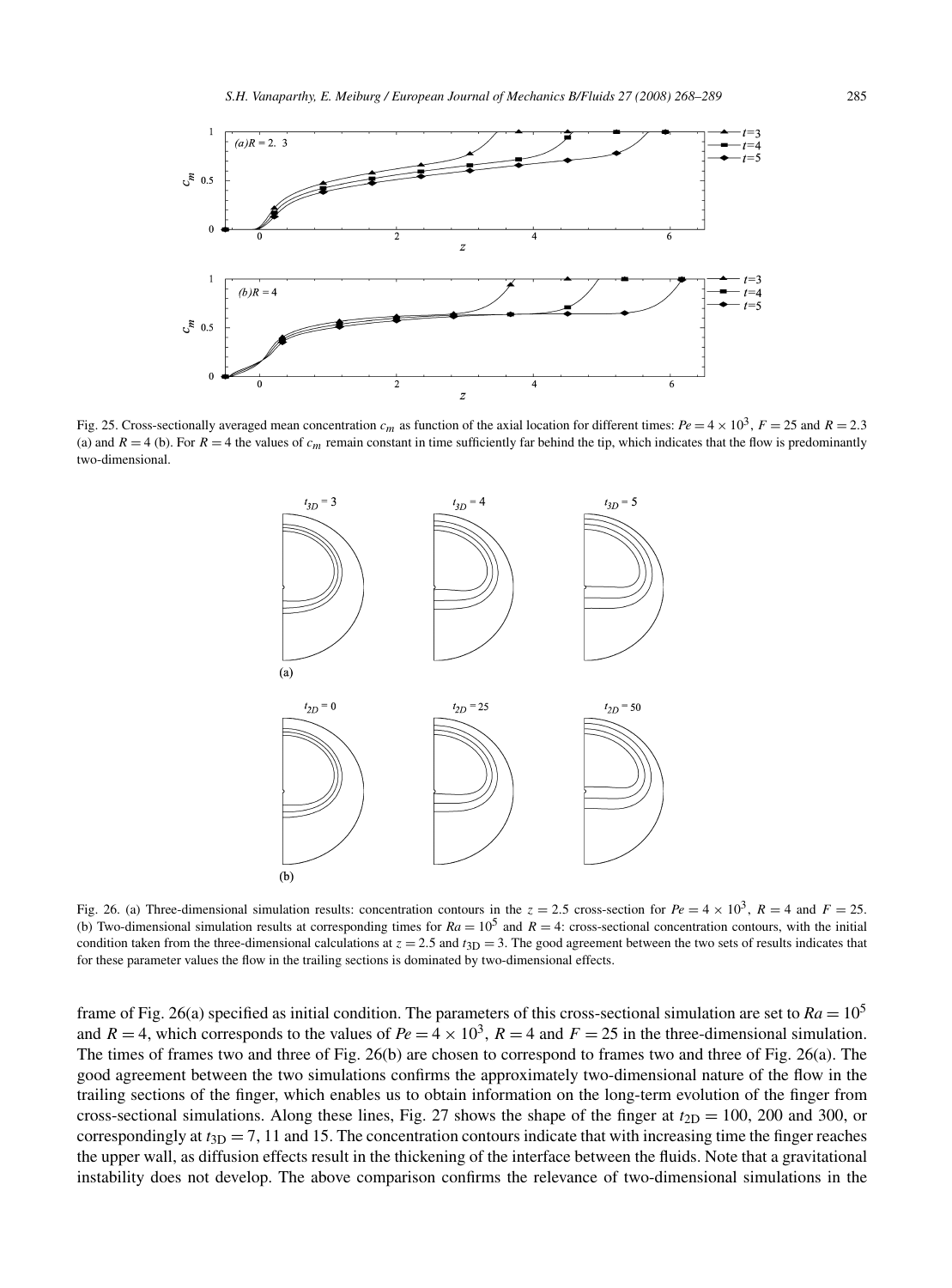Fig. 25. Cross-sectionally averaged mean concentration $c_m$ as function of the axial location for different times: $Pe = 4 \times 10^3$, $F = 25$ and $R = 2.3$ (a) and $R = 4$ (b). For $R = 4$ the values of $c_m$ remain constant in time sufficiently far behind the tip, which indicates that the flow is predominantly two-dimensional.

Fig. 26. (a) Three-dimensional simulation results: concentration contours in the $z = 2.5$ cross-section for $Pe = 4 \times 10^3$, $R = 4$ and $F = 25$. (b) Two-dimensional simulation results at corresponding times for $Ra = 10^5$ and $R = 4$: cross-sectional concentration contours, with the initial condition taken from the three-dimensional calculations at $z = 2.5$ and $t_{3D} = 3$. The good agreement between the two sets of results indicates that for these parameter values the flow in the trailing sections is dominated by two-dimensional effects.

frame of Fig. 26(a) specified as initial condition. The parameters of this cross-sectional simulation are set to $Ra = 10^5$ and $R = 4$, which corresponds to the values of $Pe = 4 \times 10^3$, $R = 4$ and $F = 25$ in the three-dimensional simulation. The times of frames two and three of Fig. 26(b) are chosen to correspond to frames two and three of Fig. 26(a). The good agreement between the two simulations confirms the approximately two-dimensional nature of the flow in the trailing sections of the finger, which enables us to obtain information on the long-term evolution of the finger from cross-sectional simulations. Along these lines, Fig. 27 shows the shape of the finger at $t_{2D} = 100$, 200 and 300, or correspondingly at $t_{3D} = 7$, 11 and 15. The concentration contours indicate that with increasing time the finger reaches the upper wall, as diffusion effects result in the thickening of the interface between the fluids. Note that a gravitational instability does not develop. The above comparison confirms the relevance of two-dimensional simulations in the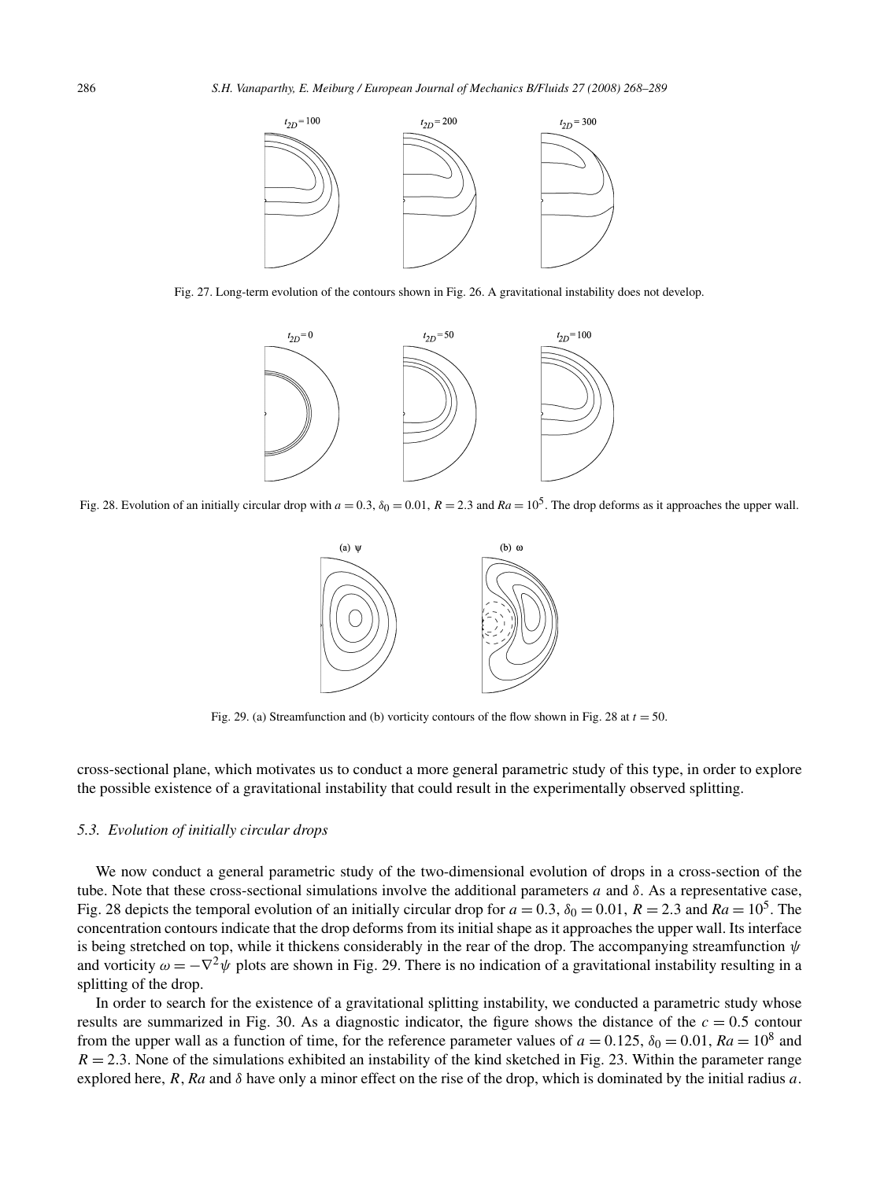Fig. 27. Long-term evolution of the contours shown in Fig. 26. A gravitational instability does not develop.

Fig. 28. Evolution of an initially circular drop with $a = 0.3$, $\delta_0 = 0.01$, $R = 2.3$ and $Ra = 10^5$. The drop deforms as it approaches the upper wall.

Fig. 29. (a) Streamfunction and (b) vorticity contours of the flow shown in Fig. 28 at $t = 50$.

cross-sectional plane, which motivates us to conduct a more general parametric study of this type, in order to explore the possible existence of a gravitational instability that could result in the experimentally observed splitting.

### 5.3. Evolution of initially circular drops

We now conduct a general parametric study of the two-dimensional evolution of drops in a cross-section of the tube. Note that these cross-sectional simulations involve the additional parameters $a$ and $\delta$. As a representative case, Fig. 28 depicts the temporal evolution of an initially circular drop for $a = 0.3$, $\delta_0 = 0.01$, $R = 2.3$ and $Ra = 10^5$. The concentration contours indicate that the drop deforms from its initial shape as it approaches the upper wall. Its interface is being stretched on top, while it thickens considerably in the rear of the drop. The accompanying streamfunction $\psi$ and vorticity $\omega = -\nabla^2\psi$ plots are shown in Fig. 29. There is no indication of a gravitational instability resulting in a splitting of the drop.

In order to search for the existence of a gravitational splitting instability, we conducted a parametric study whose results are summarized in Fig. 30. As a diagnostic indicator, the figure shows the distance of the $c = 0.5$ contour from the upper wall as a function of time, for the reference parameter values of $a = 0.125$, $\delta_0 = 0.01$, $Ra = 10^8$ and $R = 2.3$. None of the simulations exhibited an instability of the kind sketched in Fig. 23. Within the parameter range explored here, $R$, $Ra$ and $\delta$ have only a minor effect on the rise of the drop, which is dominated by the initial radius $a$.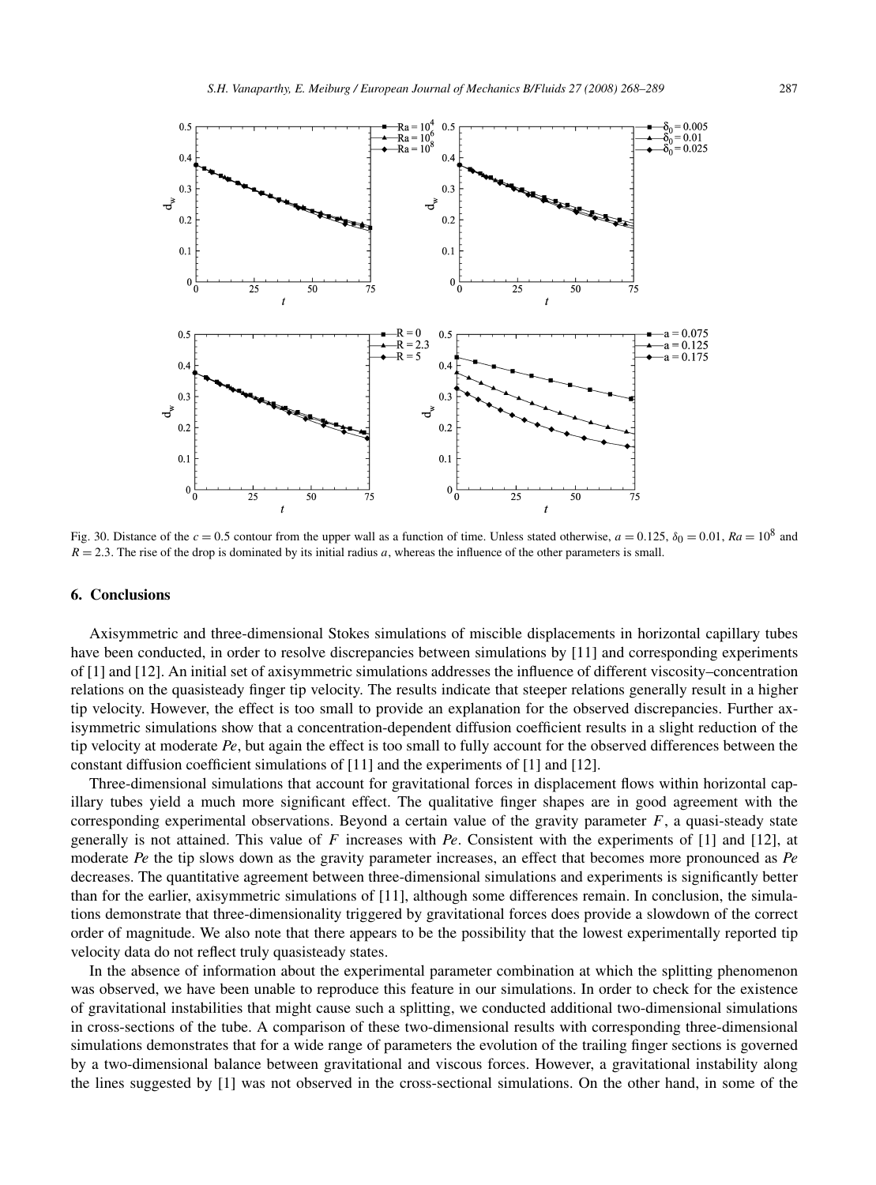Fig. 30. Distance of the $c = 0.5$ contour from the upper wall as a function of time. Unless stated otherwise, $a = 0.125$, $\delta_0 = 0.01$, $Ra = 10^8$ and $R = 2.3$. The rise of the drop is dominated by its initial radius $a$, whereas the influence of the other parameters is small.

## 6. Conclusions

Axisymmetric and three-dimensional Stokes simulations of miscible displacements in horizontal capillary tubes have been conducted, in order to resolve discrepancies between simulations by [11] and corresponding experiments of [1] and [12]. An initial set of axisymmetric simulations addresses the influence of different viscosity–concentration relations on the quasisteady finger tip velocity. The results indicate that steeper relations generally result in a higher tip velocity. However, the effect is too small to provide an explanation for the observed discrepancies. Further axisymmetric simulations show that a concentration-dependent diffusion coefficient results in a slight reduction of the tip velocity at moderate *Pe*, but again the effect is too small to fully account for the observed differences between the constant diffusion coefficient simulations of [11] and the experiments of [1] and [12].

Three-dimensional simulations that account for gravitational forces in displacement flows within horizontal capillary tubes yield a much more significant effect. The qualitative finger shapes are in good agreement with the corresponding experimental observations. Beyond a certain value of the gravity parameter $F$, a quasi-steady state generally is not attained. This value of $F$ increases with *Pe*. Consistent with the experiments of [1] and [12], at moderate *Pe* the tip slows down as the gravity parameter increases, an effect that becomes more pronounced as *Pe* decreases. The quantitative agreement between three-dimensional simulations and experiments is significantly better than for the earlier, axisymmetric simulations of [11], although some differences remain. In conclusion, the simulations demonstrate that three-dimensionality triggered by gravitational forces does provide a slowdown of the correct order of magnitude. We also note that there appears to be the possibility that the lowest experimentally reported tip velocity data do not reflect truly quasisteady states.

In the absence of information about the experimental parameter combination at which the splitting phenomenon was observed, we have been unable to reproduce this feature in our simulations. In order to check for the existence of gravitational instabilities that might cause such a splitting, we conducted additional two-dimensional simulations in cross-sections of the tube. A comparison of these two-dimensional results with corresponding three-dimensional simulations demonstrates that for a wide range of parameters the evolution of the trailing finger sections is governed by a two-dimensional balance between gravitational and viscous forces. However, a gravitational instability along the lines suggested by [1] was not observed in the cross-sectional simulations. On the other hand, in some of the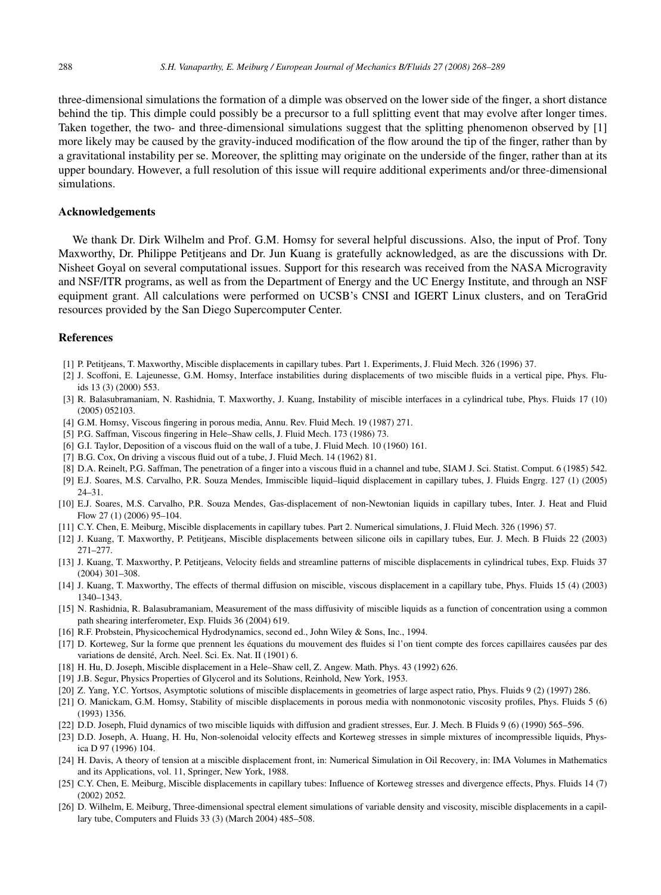three-dimensional simulations the formation of a dimple was observed on the lower side of the finger, a short distance behind the tip. This dimple could possibly be a precursor to a full splitting event that may evolve after longer times. Taken together, the two- and three-dimensional simulations suggest that the splitting phenomenon observed by [1] more likely may be caused by the gravity-induced modification of the flow around the tip of the finger, rather than by a gravitational instability per se. Moreover, the splitting may originate on the underside of the finger, rather than at its upper boundary. However, a full resolution of this issue will require additional experiments and/or three-dimensional simulations.

## Acknowledgements

We thank Dr. Dirk Wilhelm and Prof. G.M. Homsy for several helpful discussions. Also, the input of Prof. Tony Maxworthy, Dr. Philippe Petitjeans and Dr. Jun Kuang is gratefully acknowledged, as are the discussions with Dr. Nisheet Goyal on several computational issues. Support for this research was received from the NASA Microgravity and NSF/ITR programs, as well as from the Department of Energy and the UC Energy Institute, and through an NSF equipment grant. All calculations were performed on UCSB's CNSI and IGERT Linux clusters, and on TeraGrid resources provided by the San Diego Supercomputer Center.

## References

[1] P. Petitjeans, T. Maxworthy, Miscible displacements in capillary tubes. Part 1. Experiments, J. Fluid Mech. 326 (1996) 37.

[2] J. Scoffoni, E. Lajeunesse, G.M. Homsy, Interface instabilities during displacements of two miscible fluids in a vertical pipe, Phys. Fluids 13 (3) (2000) 553.

[3] R. Balasubramaniam, N. Rashidnia, T. Maxworthy, J. Kuang, Instability of miscible interfaces in a cylindrical tube, Phys. Fluids 17 (10) (2005) 052103.

[4] G.M. Homsy, Viscous fingering in porous media, Annu. Rev. Fluid Mech. 19 (1987) 271.

[5] P.G. Saffman, Viscous fingering in Hele–Shaw cells, J. Fluid Mech. 173 (1986) 73.

[6] G.I. Taylor, Deposition of a viscous fluid on the wall of a tube, J. Fluid Mech. 10 (1960) 161.

[7] B.G. Cox, On driving a viscous fluid out of a tube, J. Fluid Mech. 14 (1962) 81.

[8] D.A. Reinelt, P.G. Saffman, The penetration of a finger into a viscous fluid in a channel and tube, SIAM J. Sci. Statist. Comput. 6 (1985) 542.

[9] E.J. Soares, M.S. Carvalho, P.R. Souza Mendes, Immiscible liquid–liquid displacement in capillary tubes, J. Fluids Engrg. 127 (1) (2005) 24–31.

[10] E.J. Soares, M.S. Carvalho, P.R. Souza Mendes, Gas-displacement of non-Newtonian liquids in capillary tubes, Inter. J. Heat and Fluid Flow 27 (1) (2006) 95–104.

[11] C.Y. Chen, E. Meiburg, Miscible displacements in capillary tubes. Part 2. Numerical simulations, J. Fluid Mech. 326 (1996) 57.

[12] J. Kuang, T. Maxworthy, P. Petitjeans, Miscible displacements between silicone oils in capillary tubes, Eur. J. Mech. B Fluids 22 (2003) 271–277.

[13] J. Kuang, T. Maxworthy, P. Petitjeans, Velocity fields and streamline patterns of miscible displacements in cylindrical tubes, Exp. Fluids 37 (2004) 301–308.

[14] J. Kuang, T. Maxworthy, The effects of thermal diffusion on miscible, viscous displacement in a capillary tube, Phys. Fluids 15 (4) (2003) 1340–1343.

[15] N. Rashidnia, R. Balasubramaniam, Measurement of the mass diffusivity of miscible liquids as a function of concentration using a common path shearing interferometer, Exp. Fluids 36 (2004) 619.

[16] R.F. Probstein, Physicochemical Hydrodynamics, second ed., John Wiley & Sons, Inc., 1994.

[17] D. Korteweg, Sur la forme que prennent les équations du mouvement des fluides si l'on tient compte des forces capillaires causées par des variations de densité, Arch. Neel. Sci. Ex. Nat. II (1901) 6.

[18] H. Hu, D. Joseph, Miscible displacement in a Hele–Shaw cell, Z. Angew. Math. Phys. 43 (1992) 626.

[19] J.B. Segur, Physics Properties of Glycerol and its Solutions, Reinhold, New York, 1953.

[20] Z. Yang, Y.C. Yortsos, Asymptotic solutions of miscible displacements in geometries of large aspect ratio, Phys. Fluids 9 (2) (1997) 286.

[21] O. Manickam, G.M. Homsy, Stability of miscible displacements in porous media with nonmonotonic viscosity profiles, Phys. Fluids 5 (6) (1993) 1356.

[22] D.D. Joseph, Fluid dynamics of two miscible liquids with diffusion and gradient stresses, Eur. J. Mech. B Fluids 9 (6) (1990) 565–596.

[23] D.D. Joseph, A. Huang, H. Hu, Non-solenoidal velocity effects and Korteweg stresses in simple mixtures of incompressible liquids, Physica D 97 (1996) 104.

[24] H. Davis, A theory of tension at a miscible displacement front, in: Numerical Simulation in Oil Recovery, in: IMA Volumes in Mathematics and its Applications, vol. 11, Springer, New York, 1988.

[25] C.Y. Chen, E. Meiburg, Miscible displacements in capillary tubes: Influence of Korteweg stresses and divergence effects, Phys. Fluids 14 (7) (2002) 2052.

[26] D. Wilhelm, E. Meiburg, Three-dimensional spectral element simulations of variable density and viscosity, miscible displacements in a capillary tube, Computers and Fluids 33 (3) (March 2004) 485–508.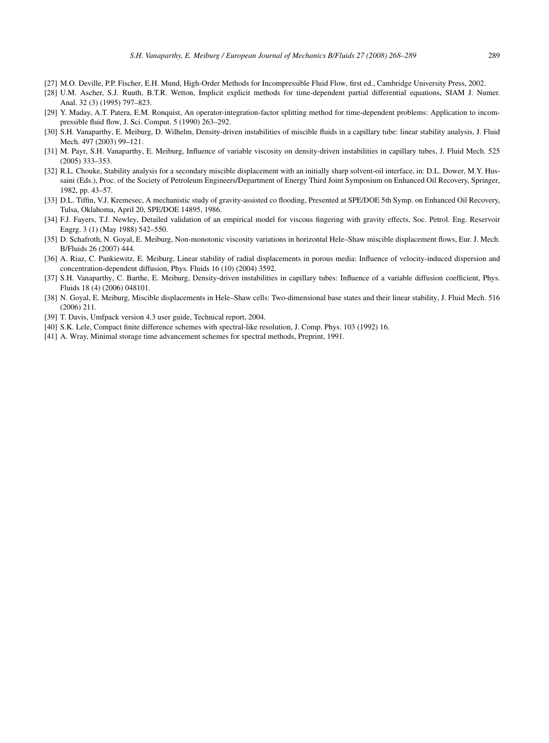[27] M.O. Deville, P.P. Fischer, E.H. Mund, High-Order Methods for Incompressible Fluid Flow, first ed., Cambridge University Press, 2002.

[28] U.M. Ascher, S.J. Ruuth, B.T.R. Wetton, Implicit explicit methods for time-dependent partial differential equations, SIAM J. Numer. Anal. 32 (3) (1995) 797–823.

[29] Y. Maday, A.T. Patera, E.M. Ronquist, An operator-integration-factor splitting method for time-dependent problems: Application to incompressible fluid flow, J. Sci. Comput. 5 (1990) 263–292.

[30] S.H. Vanaparthy, E. Meiburg, D. Wilhelm, Density-driven instabilities of miscible fluids in a capillary tube: linear stability analysis, J. Fluid Mech. 497 (2003) 99–121.

[31] M. Payr, S.H. Vanaparthy, E. Meiburg, Influence of variable viscosity on density-driven instabilities in capillary tubes, J. Fluid Mech. 525 (2005) 333–353.

[32] R.L. Chouke, Stability analysis for a secondary miscible displacement with an initially sharp solvent-oil interface, in: D.L. Dower, M.Y. Hussaini (Eds.), Proc. of the Society of Petroleum Engineers/Department of Energy Third Joint Symposium on Enhanced Oil Recovery, Springer, 1982, pp. 43–57.

[33] D.L. Tiffin, V.J. Kremesec, A mechanistic study of gravity-assisted co flooding, Presented at SPE/DOE 5th Symp. on Enhanced Oil Recovery, Tulsa, Oklahoma, April 20, SPE/DOE 14895, 1986.

[34] F.J. Fayers, T.J. Newley, Detailed validation of an empirical model for viscous fingering with gravity effects, Soc. Petrol. Eng. Reservoir Engrg. 3 (1) (May 1988) 542–550.

[35] D. Schafroth, N. Goyal, E. Meiburg, Non-monotonic viscosity variations in horizontal Hele–Shaw miscible displacement flows, Eur. J. Mech. B/Fluids 26 (2007) 444.

[36] A. Riaz, C. Pankiewitz, E. Meiburg, Linear stability of radial displacements in porous media: Influence of velocity-induced dispersion and concentration-dependent diffusion, Phys. Fluids 16 (10) (2004) 3592.

[37] S.H. Vanaparthy, C. Barthe, E. Meiburg, Density-driven instabilities in capillary tubes: Influence of a variable diffusion coefficient, Phys. Fluids 18 (4) (2006) 048101.

[38] N. Goyal, E. Meiburg, Miscible displacements in Hele–Shaw cells: Two-dimensional base states and their linear stability, J. Fluid Mech. 516 (2006) 211.

[39] T. Davis, Umfpack version 4.3 user guide, Technical report, 2004.

[40] S.K. Lele, Compact finite difference schemes with spectral-like resolution, J. Comp. Phys. 103 (1992) 16.

[41] A. Wray, Minimal storage time advancement schemes for spectral methods, Preprint, 1991.